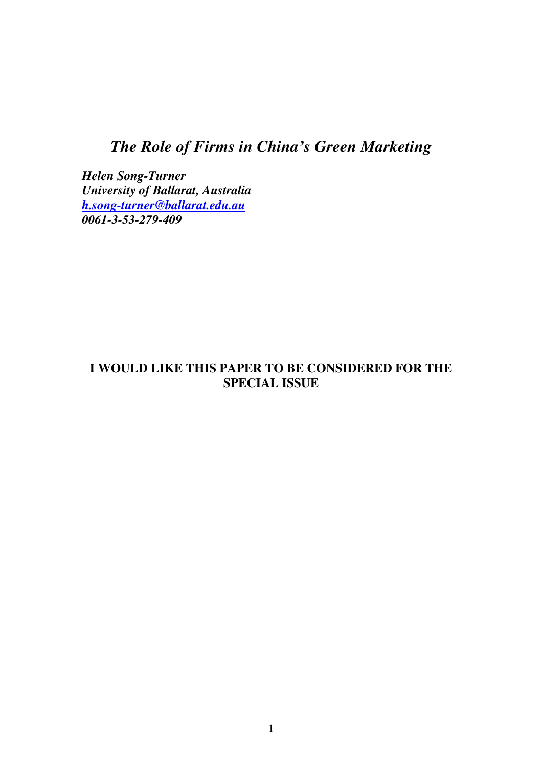# *The Role of Firms in China's Green Marketing*

***Helen Song-Turner***
***University of Ballarat, Australia***
***h.song-turner@ballarat.edu.au***
***0061-3-53-279-409***

**I WOULD LIKE THIS PAPER TO BE CONSIDERED FOR THE SPECIAL ISSUE**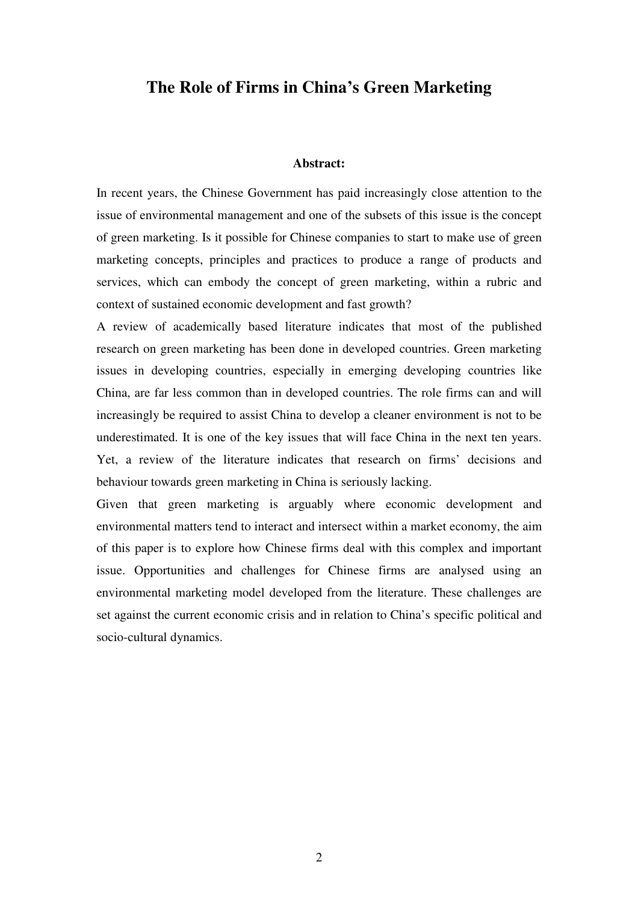# The Role of Firms in China's Green Marketing

**Abstract:**

In recent years, the Chinese Government has paid increasingly close attention to the issue of environmental management and one of the subsets of this issue is the concept of green marketing. Is it possible for Chinese companies to start to make use of green marketing concepts, principles and practices to produce a range of products and services, which can embody the concept of green marketing, within a rubric and context of sustained economic development and fast growth?

A review of academically based literature indicates that most of the published research on green marketing has been done in developed countries. Green marketing issues in developing countries, especially in emerging developing countries like China, are far less common than in developed countries. The role firms can and will increasingly be required to assist China to develop a cleaner environment is not to be underestimated. It is one of the key issues that will face China in the next ten years. Yet, a review of the literature indicates that research on firms' decisions and behaviour towards green marketing in China is seriously lacking.

Given that green marketing is arguably where economic development and environmental matters tend to interact and intersect within a market economy, the aim of this paper is to explore how Chinese firms deal with this complex and important issue. Opportunities and challenges for Chinese firms are analysed using an environmental marketing model developed from the literature. These challenges are set against the current economic crisis and in relation to China's specific political and socio-cultural dynamics.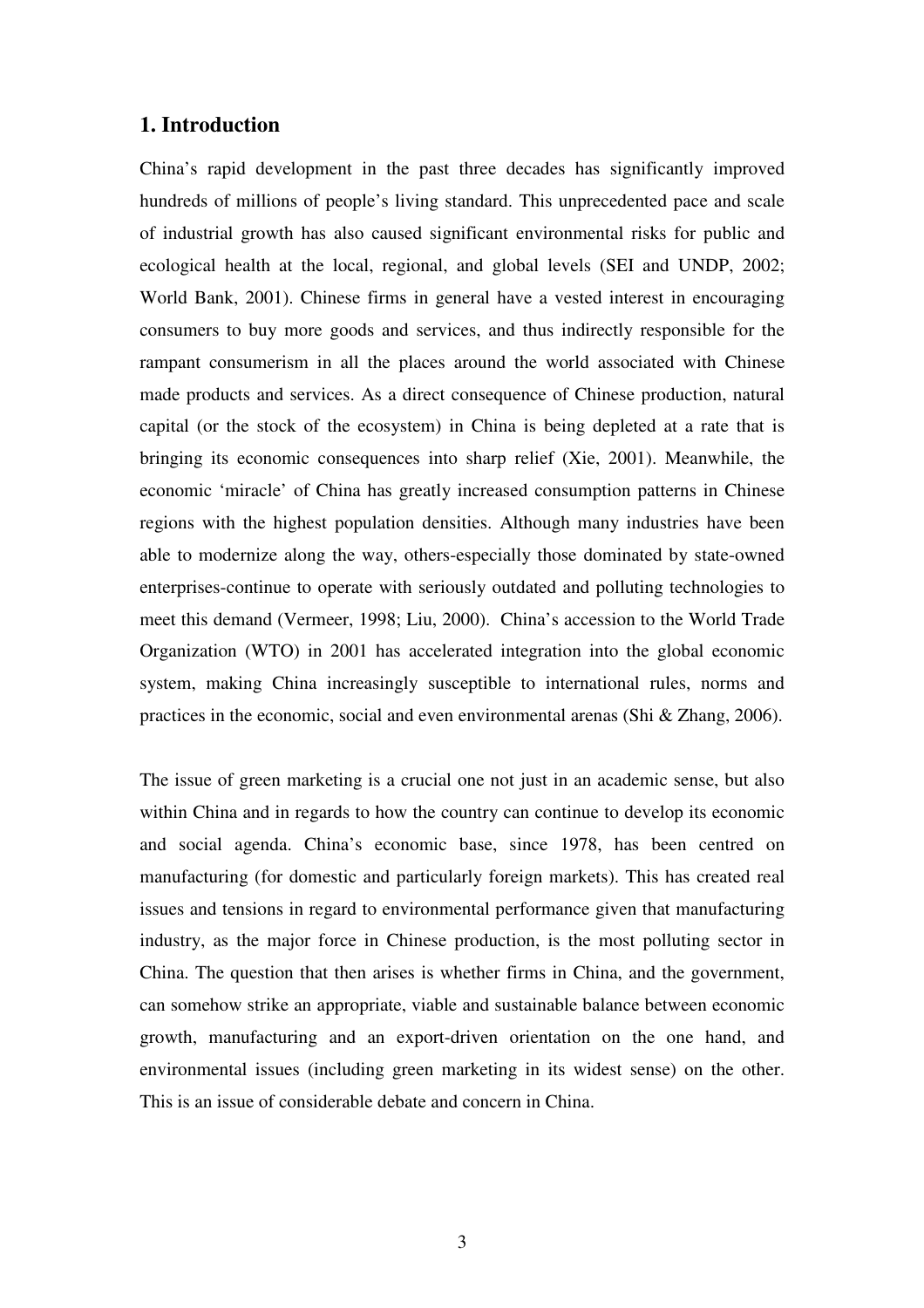## 1. Introduction

China's rapid development in the past three decades has significantly improved hundreds of millions of people's living standard. This unprecedented pace and scale of industrial growth has also caused significant environmental risks for public and ecological health at the local, regional, and global levels (SEI and UNDP, 2002; World Bank, 2001). Chinese firms in general have a vested interest in encouraging consumers to buy more goods and services, and thus indirectly responsible for the rampant consumerism in all the places around the world associated with Chinese made products and services. As a direct consequence of Chinese production, natural capital (or the stock of the ecosystem) in China is being depleted at a rate that is bringing its economic consequences into sharp relief (Xie, 2001). Meanwhile, the economic 'miracle' of China has greatly increased consumption patterns in Chinese regions with the highest population densities. Although many industries have been able to modernize along the way, others-especially those dominated by state-owned enterprises-continue to operate with seriously outdated and polluting technologies to meet this demand (Vermeer, 1998; Liu, 2000). China's accession to the World Trade Organization (WTO) in 2001 has accelerated integration into the global economic system, making China increasingly susceptible to international rules, norms and practices in the economic, social and even environmental arenas (Shi & Zhang, 2006).

The issue of green marketing is a crucial one not just in an academic sense, but also within China and in regards to how the country can continue to develop its economic and social agenda. China's economic base, since 1978, has been centred on manufacturing (for domestic and particularly foreign markets). This has created real issues and tensions in regard to environmental performance given that manufacturing industry, as the major force in Chinese production, is the most polluting sector in China. The question that then arises is whether firms in China, and the government, can somehow strike an appropriate, viable and sustainable balance between economic growth, manufacturing and an export-driven orientation on the one hand, and environmental issues (including green marketing in its widest sense) on the other. This is an issue of considerable debate and concern in China.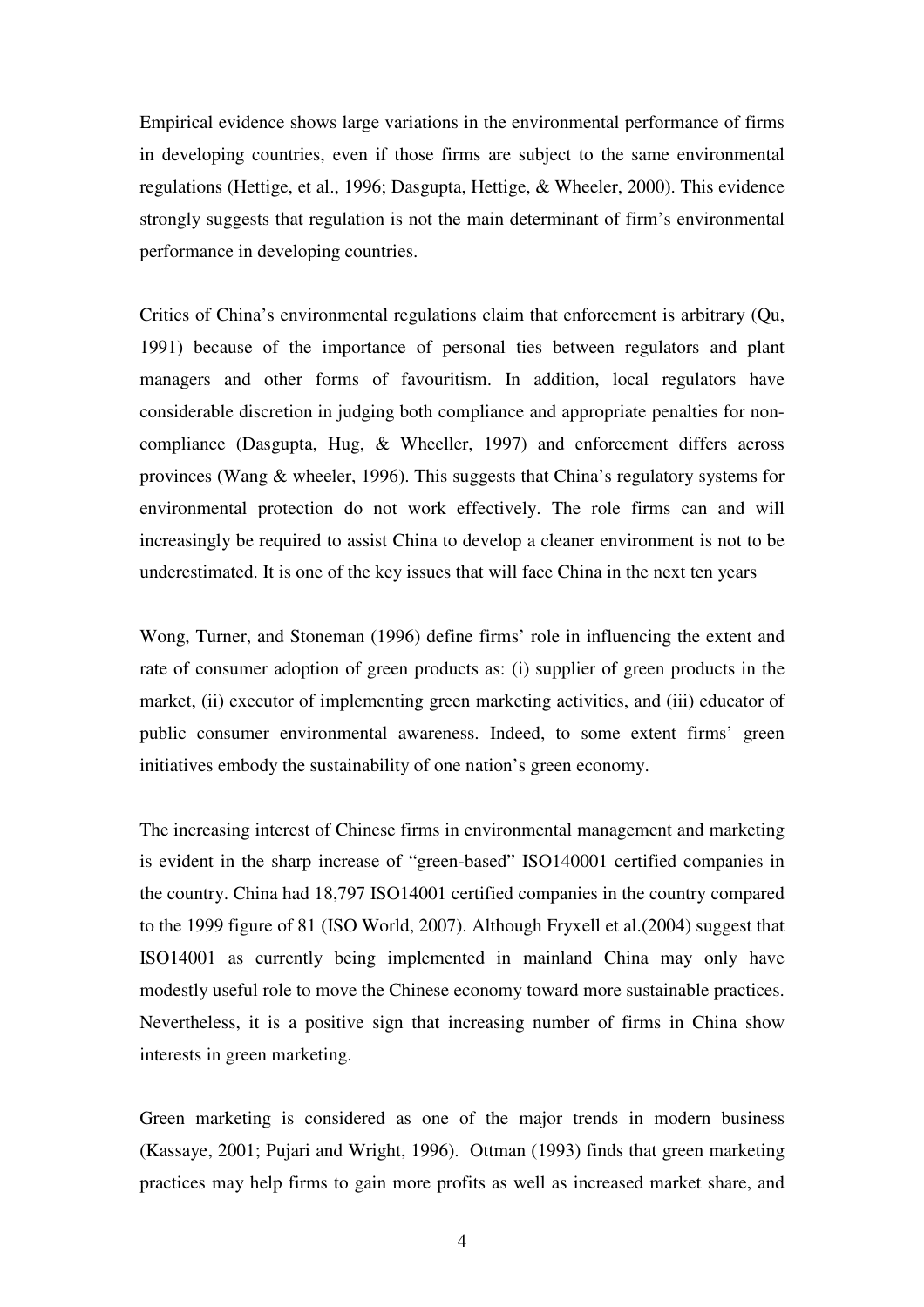Empirical evidence shows large variations in the environmental performance of firms in developing countries, even if those firms are subject to the same environmental regulations (Hettige, et al., 1996; Dasgupta, Hettige, & Wheeler, 2000). This evidence strongly suggests that regulation is not the main determinant of firm's environmental performance in developing countries.

Critics of China's environmental regulations claim that enforcement is arbitrary (Qu, 1991) because of the importance of personal ties between regulators and plant managers and other forms of favouritism. In addition, local regulators have considerable discretion in judging both compliance and appropriate penalties for non-compliance (Dasgupta, Hug, & Wheeller, 1997) and enforcement differs across provinces (Wang & wheeler, 1996). This suggests that China's regulatory systems for environmental protection do not work effectively. The role firms can and will increasingly be required to assist China to develop a cleaner environment is not to be underestimated. It is one of the key issues that will face China in the next ten years

Wong, Turner, and Stoneman (1996) define firms' role in influencing the extent and rate of consumer adoption of green products as: (i) supplier of green products in the market, (ii) executor of implementing green marketing activities, and (iii) educator of public consumer environmental awareness. Indeed, to some extent firms' green initiatives embody the sustainability of one nation's green economy.

The increasing interest of Chinese firms in environmental management and marketing is evident in the sharp increase of "green-based" ISO140001 certified companies in the country. China had 18,797 ISO14001 certified companies in the country compared to the 1999 figure of 81 (ISO World, 2007). Although Fryxell et al.(2004) suggest that ISO14001 as currently being implemented in mainland China may only have modestly useful role to move the Chinese economy toward more sustainable practices. Nevertheless, it is a positive sign that increasing number of firms in China show interests in green marketing.

Green marketing is considered as one of the major trends in modern business (Kassaye, 2001; Pujari and Wright, 1996). Ottman (1993) finds that green marketing practices may help firms to gain more profits as well as increased market share, and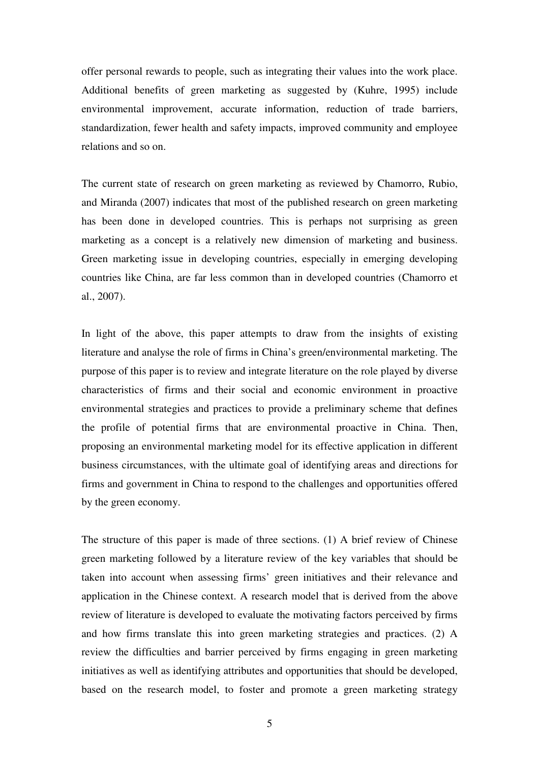offer personal rewards to people, such as integrating their values into the work place. Additional benefits of green marketing as suggested by (Kuhre, 1995) include environmental improvement, accurate information, reduction of trade barriers, standardization, fewer health and safety impacts, improved community and employee relations and so on.

The current state of research on green marketing as reviewed by Chamorro, Rubio, and Miranda (2007) indicates that most of the published research on green marketing has been done in developed countries. This is perhaps not surprising as green marketing as a concept is a relatively new dimension of marketing and business. Green marketing issue in developing countries, especially in emerging developing countries like China, are far less common than in developed countries (Chamorro et al., 2007).

In light of the above, this paper attempts to draw from the insights of existing literature and analyse the role of firms in China's green/environmental marketing. The purpose of this paper is to review and integrate literature on the role played by diverse characteristics of firms and their social and economic environment in proactive environmental strategies and practices to provide a preliminary scheme that defines the profile of potential firms that are environmental proactive in China. Then, proposing an environmental marketing model for its effective application in different business circumstances, with the ultimate goal of identifying areas and directions for firms and government in China to respond to the challenges and opportunities offered by the green economy.

The structure of this paper is made of three sections. (1) A brief review of Chinese green marketing followed by a literature review of the key variables that should be taken into account when assessing firms' green initiatives and their relevance and application in the Chinese context. A research model that is derived from the above review of literature is developed to evaluate the motivating factors perceived by firms and how firms translate this into green marketing strategies and practices. (2) A review the difficulties and barrier perceived by firms engaging in green marketing initiatives as well as identifying attributes and opportunities that should be developed, based on the research model, to foster and promote a green marketing strategy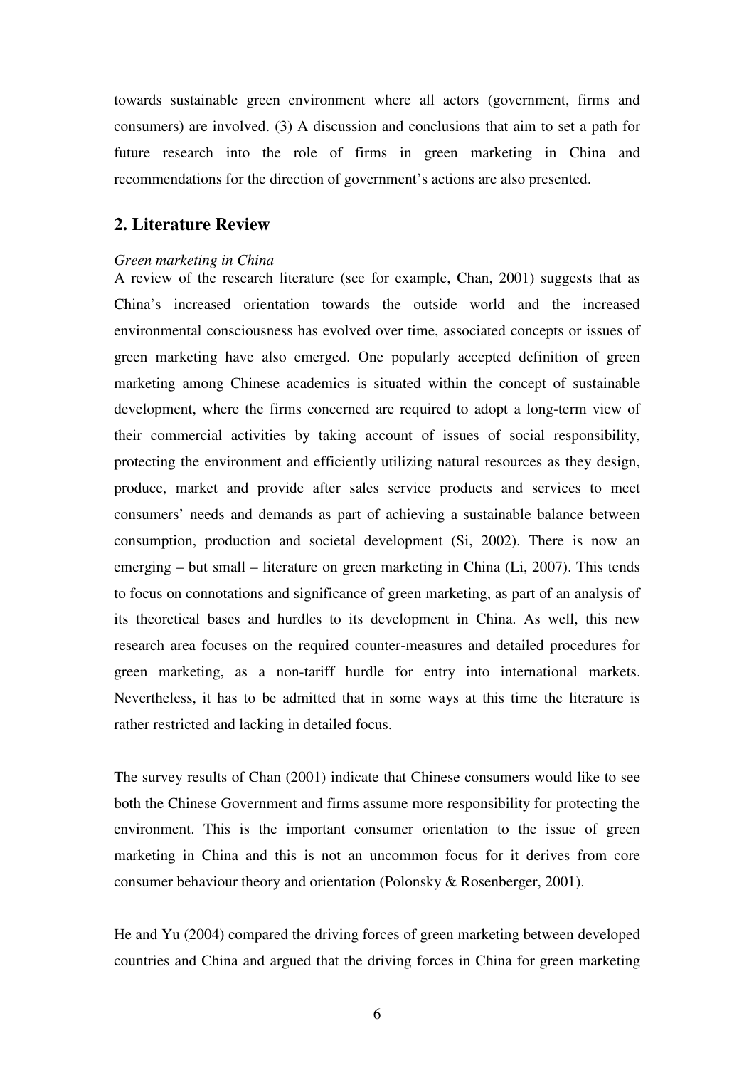towards sustainable green environment where all actors (government, firms and consumers) are involved. (3) A discussion and conclusions that aim to set a path for future research into the role of firms in green marketing in China and recommendations for the direction of government's actions are also presented.

## 2. Literature Review

*Green marketing in China*

A review of the research literature (see for example, Chan, 2001) suggests that as China's increased orientation towards the outside world and the increased environmental consciousness has evolved over time, associated concepts or issues of green marketing have also emerged. One popularly accepted definition of green marketing among Chinese academics is situated within the concept of sustainable development, where the firms concerned are required to adopt a long-term view of their commercial activities by taking account of issues of social responsibility, protecting the environment and efficiently utilizing natural resources as they design, produce, market and provide after sales service products and services to meet consumers' needs and demands as part of achieving a sustainable balance between consumption, production and societal development (Si, 2002). There is now an emerging – but small – literature on green marketing in China (Li, 2007). This tends to focus on connotations and significance of green marketing, as part of an analysis of its theoretical bases and hurdles to its development in China. As well, this new research area focuses on the required counter-measures and detailed procedures for green marketing, as a non-tariff hurdle for entry into international markets. Nevertheless, it has to be admitted that in some ways at this time the literature is rather restricted and lacking in detailed focus.

The survey results of Chan (2001) indicate that Chinese consumers would like to see both the Chinese Government and firms assume more responsibility for protecting the environment. This is the important consumer orientation to the issue of green marketing in China and this is not an uncommon focus for it derives from core consumer behaviour theory and orientation (Polonsky & Rosenberger, 2001).

He and Yu (2004) compared the driving forces of green marketing between developed countries and China and argued that the driving forces in China for green marketing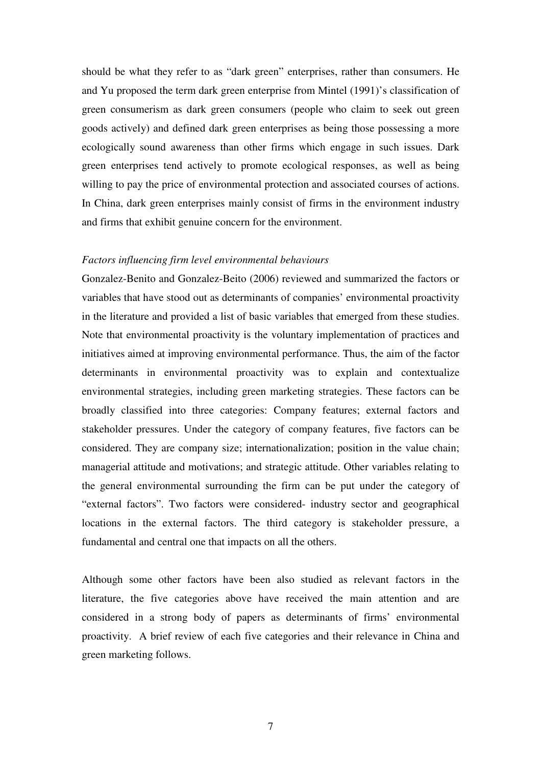should be what they refer to as "dark green" enterprises, rather than consumers. He and Yu proposed the term dark green enterprise from Mintel (1991)'s classification of green consumerism as dark green consumers (people who claim to seek out green goods actively) and defined dark green enterprises as being those possessing a more ecologically sound awareness than other firms which engage in such issues. Dark green enterprises tend actively to promote ecological responses, as well as being willing to pay the price of environmental protection and associated courses of actions. In China, dark green enterprises mainly consist of firms in the environment industry and firms that exhibit genuine concern for the environment.

*Factors influencing firm level environmental behaviours*

Gonzalez-Benito and Gonzalez-Beito (2006) reviewed and summarized the factors or variables that have stood out as determinants of companies' environmental proactivity in the literature and provided a list of basic variables that emerged from these studies. Note that environmental proactivity is the voluntary implementation of practices and initiatives aimed at improving environmental performance. Thus, the aim of the factor determinants in environmental proactivity was to explain and contextualize environmental strategies, including green marketing strategies. These factors can be broadly classified into three categories: Company features; external factors and stakeholder pressures. Under the category of company features, five factors can be considered. They are company size; internationalization; position in the value chain; managerial attitude and motivations; and strategic attitude. Other variables relating to the general environmental surrounding the firm can be put under the category of "external factors". Two factors were considered- industry sector and geographical locations in the external factors. The third category is stakeholder pressure, a fundamental and central one that impacts on all the others.

Although some other factors have been also studied as relevant factors in the literature, the five categories above have received the main attention and are considered in a strong body of papers as determinants of firms' environmental proactivity. A brief review of each five categories and their relevance in China and green marketing follows.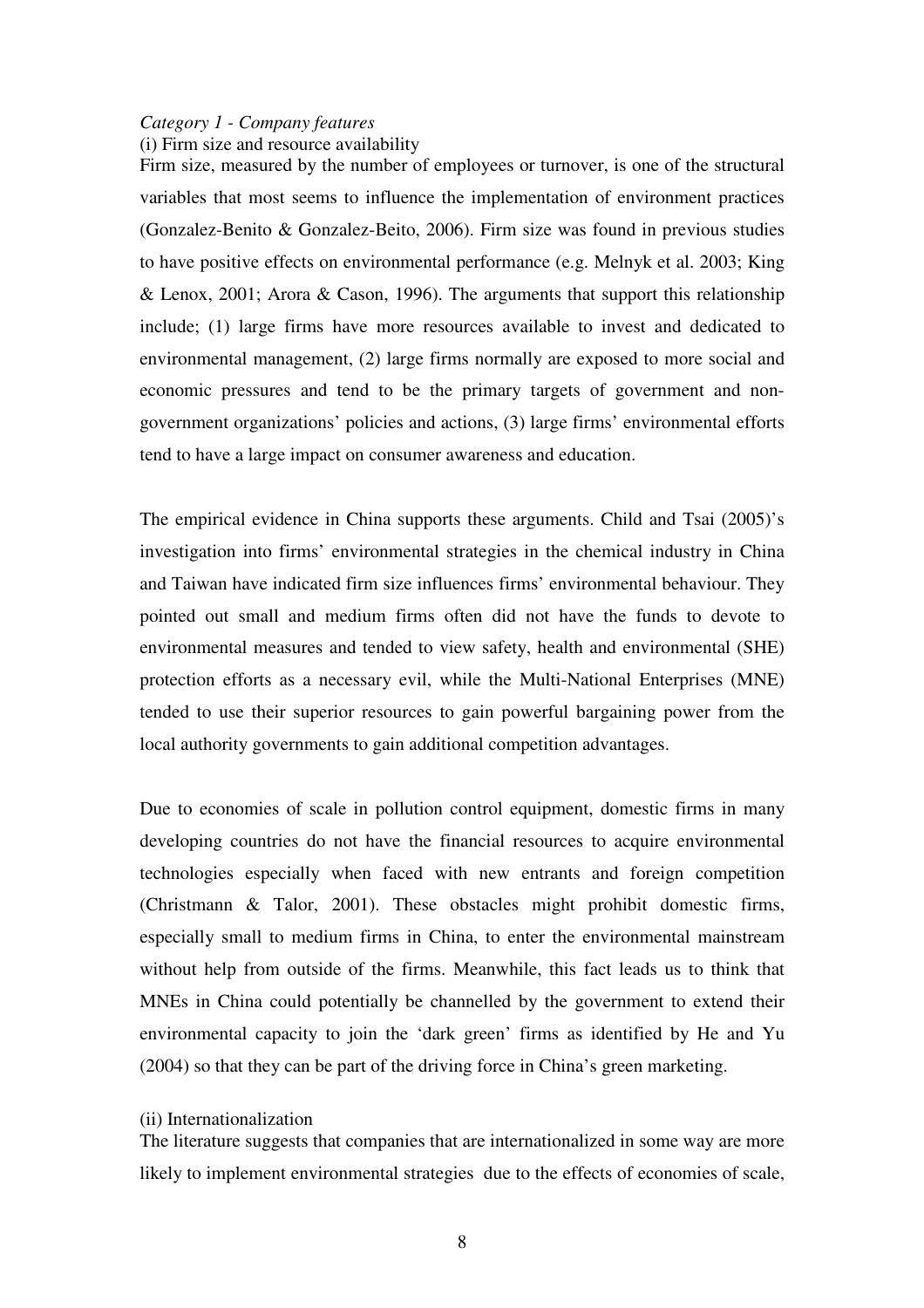*Category 1 - Company features*

(i) Firm size and resource availability

Firm size, measured by the number of employees or turnover, is one of the structural variables that most seems to influence the implementation of environment practices (Gonzalez-Benito & Gonzalez-Beito, 2006). Firm size was found in previous studies to have positive effects on environmental performance (e.g. Melnyk et al. 2003; King & Lenox, 2001; Arora & Cason, 1996). The arguments that support this relationship include; (1) large firms have more resources available to invest and dedicated to environmental management, (2) large firms normally are exposed to more social and economic pressures and tend to be the primary targets of government and non-government organizations' policies and actions, (3) large firms' environmental efforts tend to have a large impact on consumer awareness and education.

The empirical evidence in China supports these arguments. Child and Tsai (2005)'s investigation into firms' environmental strategies in the chemical industry in China and Taiwan have indicated firm size influences firms' environmental behaviour. They pointed out small and medium firms often did not have the funds to devote to environmental measures and tended to view safety, health and environmental (SHE) protection efforts as a necessary evil, while the Multi-National Enterprises (MNE) tended to use their superior resources to gain powerful bargaining power from the local authority governments to gain additional competition advantages.

Due to economies of scale in pollution control equipment, domestic firms in many developing countries do not have the financial resources to acquire environmental technologies especially when faced with new entrants and foreign competition (Christmann & Talor, 2001). These obstacles might prohibit domestic firms, especially small to medium firms in China, to enter the environmental mainstream without help from outside of the firms. Meanwhile, this fact leads us to think that MNEs in China could potentially be channelled by the government to extend their environmental capacity to join the 'dark green' firms as identified by He and Yu (2004) so that they can be part of the driving force in China's green marketing.

(ii) Internationalization

The literature suggests that companies that are internationalized in some way are more likely to implement environmental strategies due to the effects of economies of scale,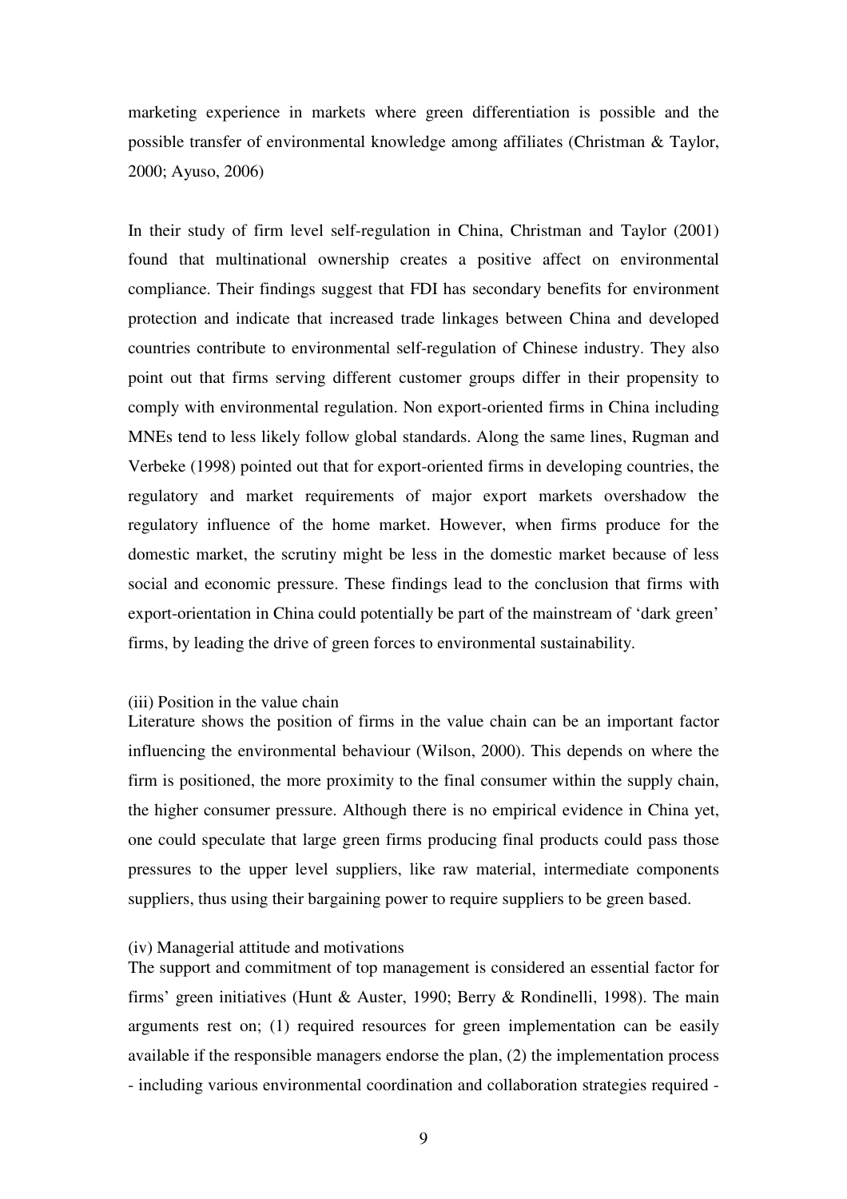marketing experience in markets where green differentiation is possible and the possible transfer of environmental knowledge among affiliates (Christman & Taylor, 2000; Ayuso, 2006)

In their study of firm level self-regulation in China, Christman and Taylor (2001) found that multinational ownership creates a positive affect on environmental compliance. Their findings suggest that FDI has secondary benefits for environment protection and indicate that increased trade linkages between China and developed countries contribute to environmental self-regulation of Chinese industry. They also point out that firms serving different customer groups differ in their propensity to comply with environmental regulation. Non export-oriented firms in China including MNEs tend to less likely follow global standards. Along the same lines, Rugman and Verbeke (1998) pointed out that for export-oriented firms in developing countries, the regulatory and market requirements of major export markets overshadow the regulatory influence of the home market. However, when firms produce for the domestic market, the scrutiny might be less in the domestic market because of less social and economic pressure. These findings lead to the conclusion that firms with export-orientation in China could potentially be part of the mainstream of 'dark green' firms, by leading the drive of green forces to environmental sustainability.

(iii) Position in the value chain

Literature shows the position of firms in the value chain can be an important factor influencing the environmental behaviour (Wilson, 2000). This depends on where the firm is positioned, the more proximity to the final consumer within the supply chain, the higher consumer pressure. Although there is no empirical evidence in China yet, one could speculate that large green firms producing final products could pass those pressures to the upper level suppliers, like raw material, intermediate components suppliers, thus using their bargaining power to require suppliers to be green based.

(iv) Managerial attitude and motivations

The support and commitment of top management is considered an essential factor for firms' green initiatives (Hunt & Auster, 1990; Berry & Rondinelli, 1998). The main arguments rest on; (1) required resources for green implementation can be easily available if the responsible managers endorse the plan, (2) the implementation process - including various environmental coordination and collaboration strategies required -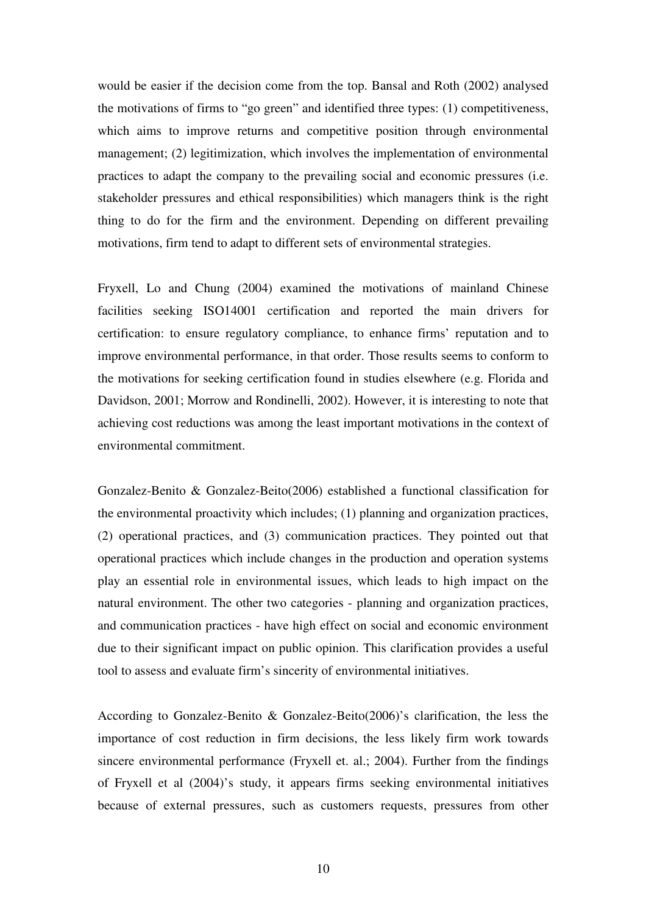would be easier if the decision come from the top. Bansal and Roth (2002) analysed the motivations of firms to "go green" and identified three types: (1) competitiveness, which aims to improve returns and competitive position through environmental management; (2) legitimization, which involves the implementation of environmental practices to adapt the company to the prevailing social and economic pressures (i.e. stakeholder pressures and ethical responsibilities) which managers think is the right thing to do for the firm and the environment. Depending on different prevailing motivations, firm tend to adapt to different sets of environmental strategies.

Fryxell, Lo and Chung (2004) examined the motivations of mainland Chinese facilities seeking ISO14001 certification and reported the main drivers for certification: to ensure regulatory compliance, to enhance firms' reputation and to improve environmental performance, in that order. Those results seems to conform to the motivations for seeking certification found in studies elsewhere (e.g. Florida and Davidson, 2001; Morrow and Rondinelli, 2002). However, it is interesting to note that achieving cost reductions was among the least important motivations in the context of environmental commitment.

Gonzalez-Benito & Gonzalez-Beito(2006) established a functional classification for the environmental proactivity which includes; (1) planning and organization practices, (2) operational practices, and (3) communication practices. They pointed out that operational practices which include changes in the production and operation systems play an essential role in environmental issues, which leads to high impact on the natural environment. The other two categories - planning and organization practices, and communication practices - have high effect on social and economic environment due to their significant impact on public opinion. This clarification provides a useful tool to assess and evaluate firm's sincerity of environmental initiatives.

According to Gonzalez-Benito & Gonzalez-Beito(2006)'s clarification, the less the importance of cost reduction in firm decisions, the less likely firm work towards sincere environmental performance (Fryxell et. al.; 2004). Further from the findings of Fryxell et al (2004)'s study, it appears firms seeking environmental initiatives because of external pressures, such as customers requests, pressures from other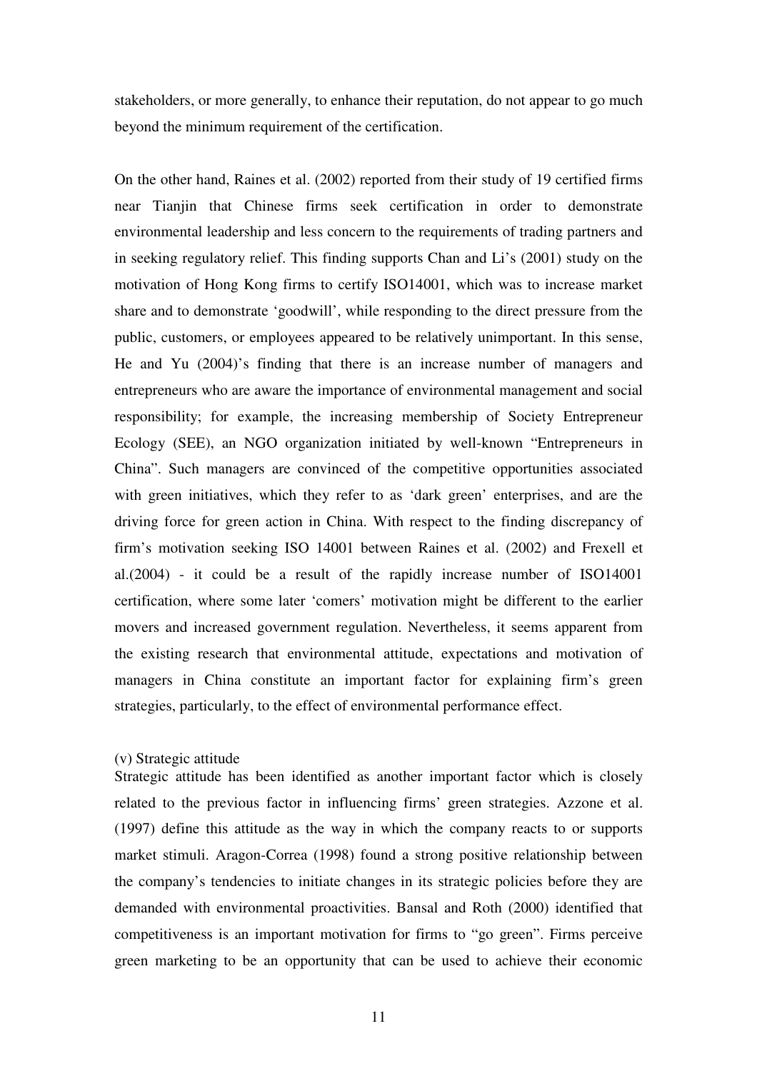stakeholders, or more generally, to enhance their reputation, do not appear to go much beyond the minimum requirement of the certification.

On the other hand, Raines et al. (2002) reported from their study of 19 certified firms near Tianjin that Chinese firms seek certification in order to demonstrate environmental leadership and less concern to the requirements of trading partners and in seeking regulatory relief. This finding supports Chan and Li's (2001) study on the motivation of Hong Kong firms to certify ISO14001, which was to increase market share and to demonstrate 'goodwill', while responding to the direct pressure from the public, customers, or employees appeared to be relatively unimportant. In this sense, He and Yu (2004)'s finding that there is an increase number of managers and entrepreneurs who are aware the importance of environmental management and social responsibility; for example, the increasing membership of Society Entrepreneur Ecology (SEE), an NGO organization initiated by well-known "Entrepreneurs in China". Such managers are convinced of the competitive opportunities associated with green initiatives, which they refer to as 'dark green' enterprises, and are the driving force for green action in China. With respect to the finding discrepancy of firm's motivation seeking ISO 14001 between Raines et al. (2002) and Frexell et al.(2004) - it could be a result of the rapidly increase number of ISO14001 certification, where some later 'comers' motivation might be different to the earlier movers and increased government regulation. Nevertheless, it seems apparent from the existing research that environmental attitude, expectations and motivation of managers in China constitute an important factor for explaining firm's green strategies, particularly, to the effect of environmental performance effect.

(v) Strategic attitude

Strategic attitude has been identified as another important factor which is closely related to the previous factor in influencing firms' green strategies. Azzone et al. (1997) define this attitude as the way in which the company reacts to or supports market stimuli. Aragon-Correa (1998) found a strong positive relationship between the company's tendencies to initiate changes in its strategic policies before they are demanded with environmental proactivities. Bansal and Roth (2000) identified that competitiveness is an important motivation for firms to "go green". Firms perceive green marketing to be an opportunity that can be used to achieve their economic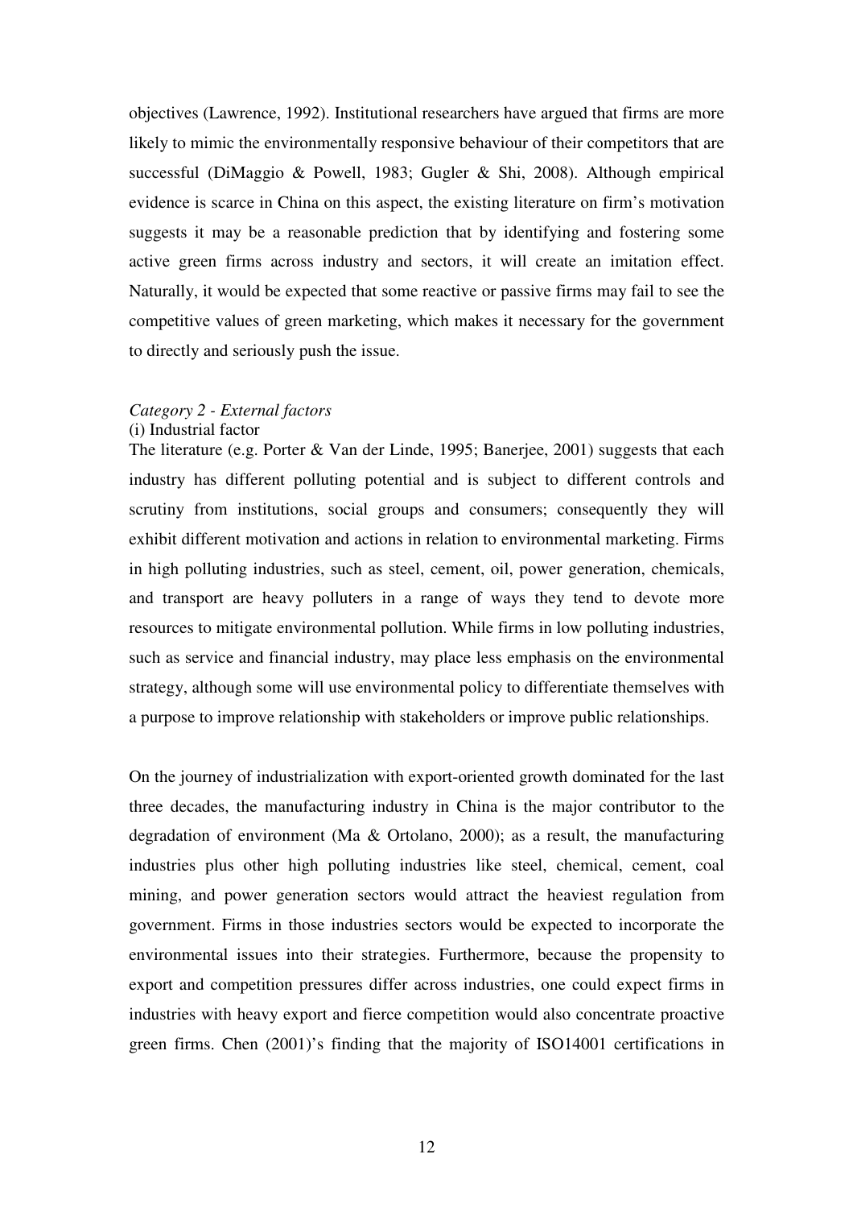objectives (Lawrence, 1992). Institutional researchers have argued that firms are more likely to mimic the environmentally responsive behaviour of their competitors that are successful (DiMaggio & Powell, 1983; Gugler & Shi, 2008). Although empirical evidence is scarce in China on this aspect, the existing literature on firm's motivation suggests it may be a reasonable prediction that by identifying and fostering some active green firms across industry and sectors, it will create an imitation effect. Naturally, it would be expected that some reactive or passive firms may fail to see the competitive values of green marketing, which makes it necessary for the government to directly and seriously push the issue.

*Category 2 - External factors*

(i) Industrial factor

The literature (e.g. Porter & Van der Linde, 1995; Banerjee, 2001) suggests that each industry has different polluting potential and is subject to different controls and scrutiny from institutions, social groups and consumers; consequently they will exhibit different motivation and actions in relation to environmental marketing. Firms in high polluting industries, such as steel, cement, oil, power generation, chemicals, and transport are heavy polluters in a range of ways they tend to devote more resources to mitigate environmental pollution. While firms in low polluting industries, such as service and financial industry, may place less emphasis on the environmental strategy, although some will use environmental policy to differentiate themselves with a purpose to improve relationship with stakeholders or improve public relationships.

On the journey of industrialization with export-oriented growth dominated for the last three decades, the manufacturing industry in China is the major contributor to the degradation of environment (Ma & Ortolano, 2000); as a result, the manufacturing industries plus other high polluting industries like steel, chemical, cement, coal mining, and power generation sectors would attract the heaviest regulation from government. Firms in those industries sectors would be expected to incorporate the environmental issues into their strategies. Furthermore, because the propensity to export and competition pressures differ across industries, one could expect firms in industries with heavy export and fierce competition would also concentrate proactive green firms. Chen (2001)'s finding that the majority of ISO14001 certifications in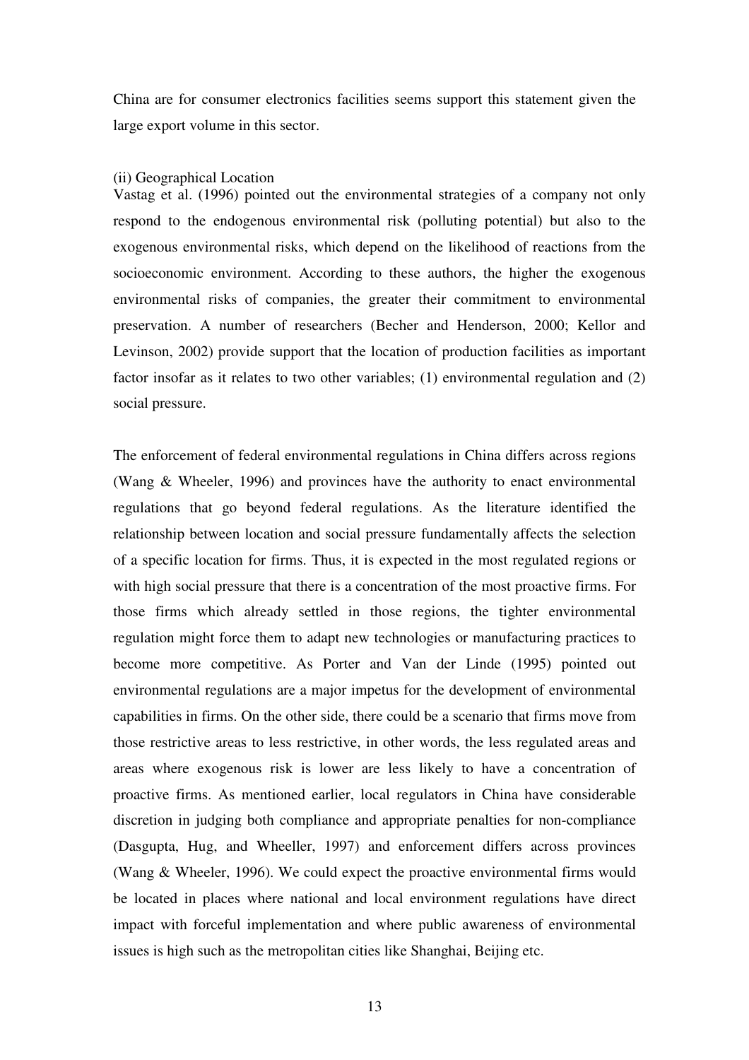China are for consumer electronics facilities seems support this statement given the large export volume in this sector.

(ii) Geographical Location

Vastag et al. (1996) pointed out the environmental strategies of a company not only respond to the endogenous environmental risk (polluting potential) but also to the exogenous environmental risks, which depend on the likelihood of reactions from the socioeconomic environment. According to these authors, the higher the exogenous environmental risks of companies, the greater their commitment to environmental preservation. A number of researchers (Becher and Henderson, 2000; Kellor and Levinson, 2002) provide support that the location of production facilities as important factor insofar as it relates to two other variables; (1) environmental regulation and (2) social pressure.

The enforcement of federal environmental regulations in China differs across regions (Wang & Wheeler, 1996) and provinces have the authority to enact environmental regulations that go beyond federal regulations. As the literature identified the relationship between location and social pressure fundamentally affects the selection of a specific location for firms. Thus, it is expected in the most regulated regions or with high social pressure that there is a concentration of the most proactive firms. For those firms which already settled in those regions, the tighter environmental regulation might force them to adapt new technologies or manufacturing practices to become more competitive. As Porter and Van der Linde (1995) pointed out environmental regulations are a major impetus for the development of environmental capabilities in firms. On the other side, there could be a scenario that firms move from those restrictive areas to less restrictive, in other words, the less regulated areas and areas where exogenous risk is lower are less likely to have a concentration of proactive firms. As mentioned earlier, local regulators in China have considerable discretion in judging both compliance and appropriate penalties for non-compliance (Dasgupta, Hug, and Wheeller, 1997) and enforcement differs across provinces (Wang & Wheeler, 1996). We could expect the proactive environmental firms would be located in places where national and local environment regulations have direct impact with forceful implementation and where public awareness of environmental issues is high such as the metropolitan cities like Shanghai, Beijing etc.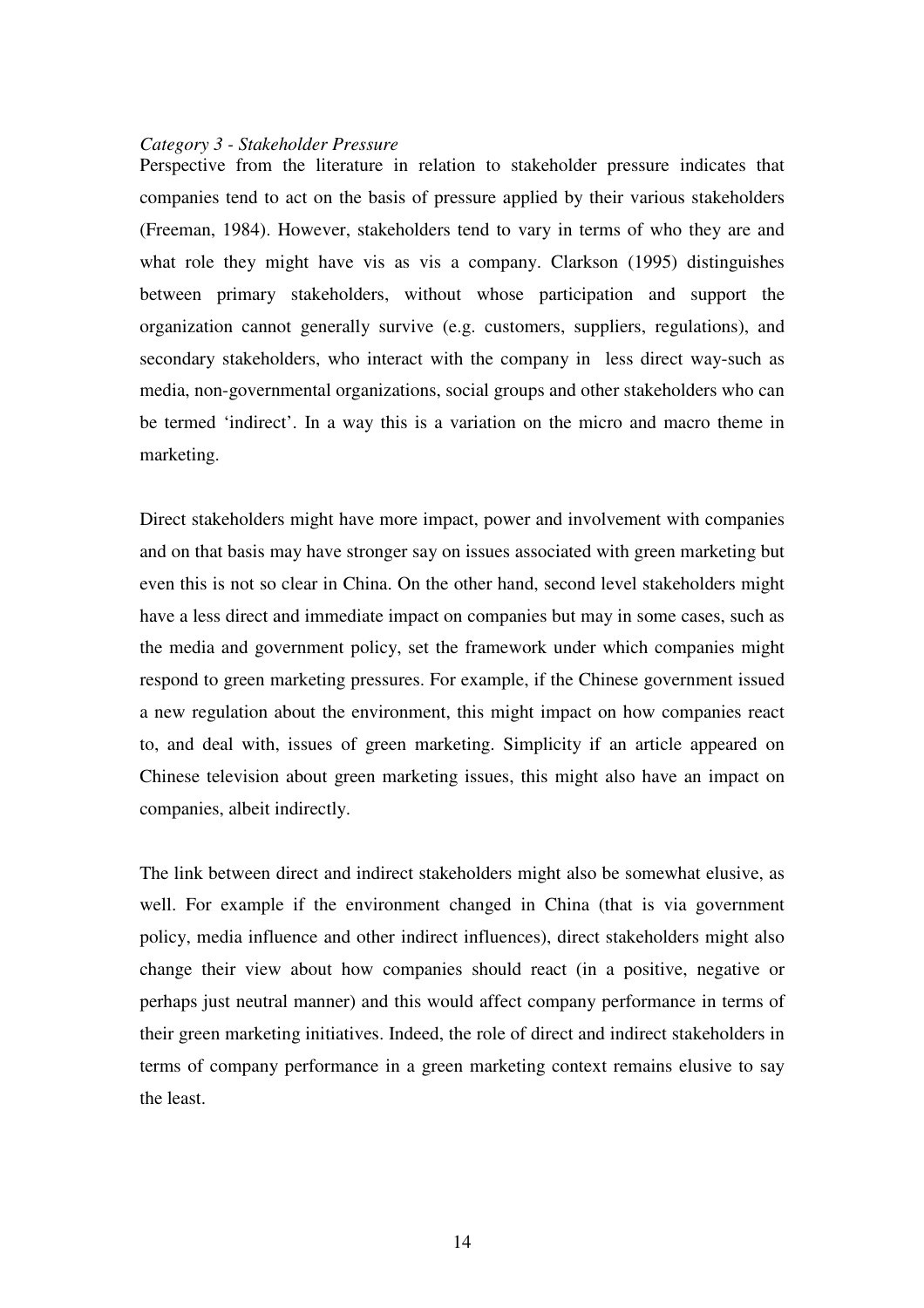*Category 3 - Stakeholder Pressure*

Perspective from the literature in relation to stakeholder pressure indicates that companies tend to act on the basis of pressure applied by their various stakeholders (Freeman, 1984). However, stakeholders tend to vary in terms of who they are and what role they might have vis as vis a company. Clarkson (1995) distinguishes between primary stakeholders, without whose participation and support the organization cannot generally survive (e.g. customers, suppliers, regulations), and secondary stakeholders, who interact with the company in less direct way-such as media, non-governmental organizations, social groups and other stakeholders who can be termed 'indirect'. In a way this is a variation on the micro and macro theme in marketing.

Direct stakeholders might have more impact, power and involvement with companies and on that basis may have stronger say on issues associated with green marketing but even this is not so clear in China. On the other hand, second level stakeholders might have a less direct and immediate impact on companies but may in some cases, such as the media and government policy, set the framework under which companies might respond to green marketing pressures. For example, if the Chinese government issued a new regulation about the environment, this might impact on how companies react to, and deal with, issues of green marketing. Simplicity if an article appeared on Chinese television about green marketing issues, this might also have an impact on companies, albeit indirectly.

The link between direct and indirect stakeholders might also be somewhat elusive, as well. For example if the environment changed in China (that is via government policy, media influence and other indirect influences), direct stakeholders might also change their view about how companies should react (in a positive, negative or perhaps just neutral manner) and this would affect company performance in terms of their green marketing initiatives. Indeed, the role of direct and indirect stakeholders in terms of company performance in a green marketing context remains elusive to say the least.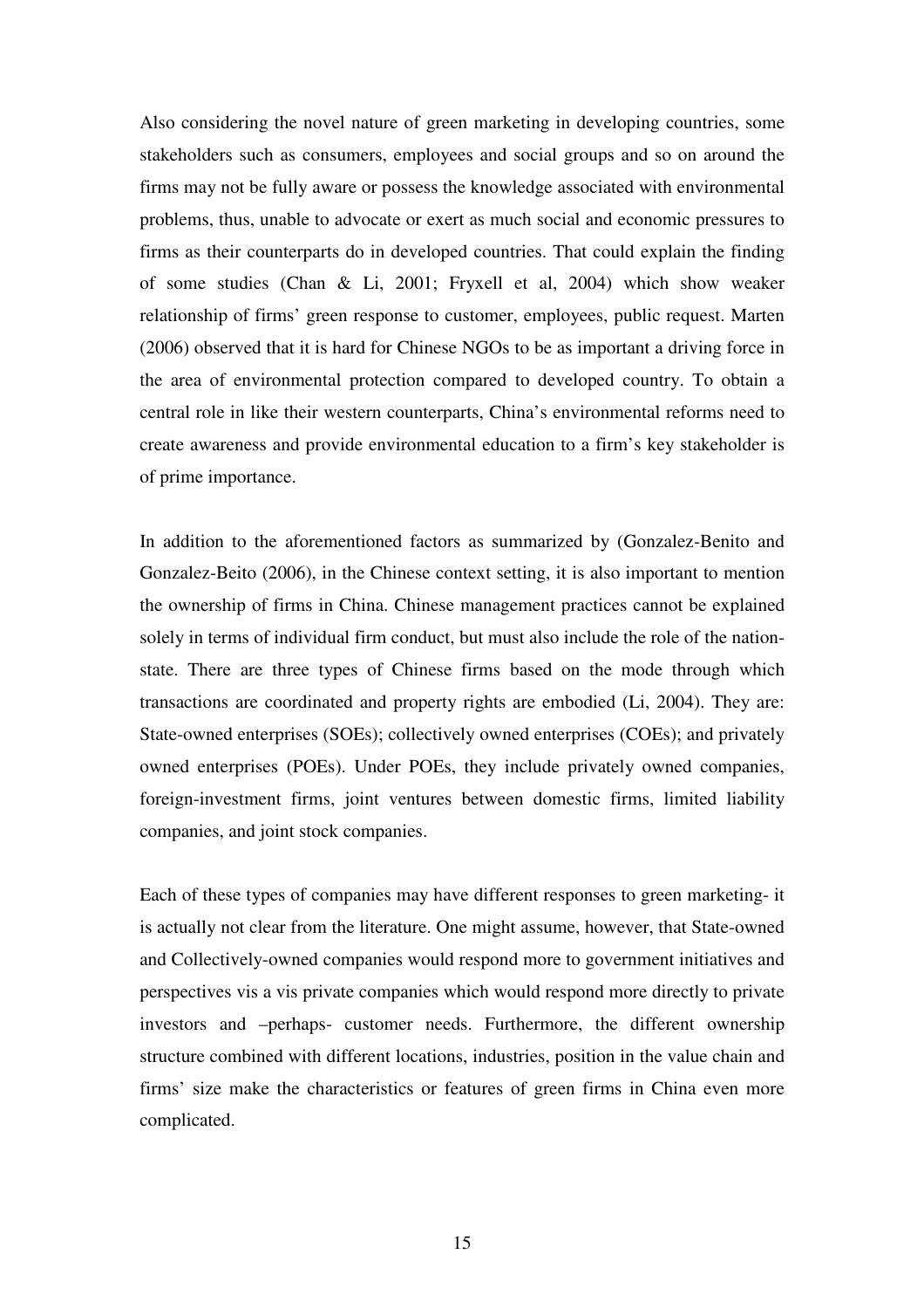Also considering the novel nature of green marketing in developing countries, some stakeholders such as consumers, employees and social groups and so on around the firms may not be fully aware or possess the knowledge associated with environmental problems, thus, unable to advocate or exert as much social and economic pressures to firms as their counterparts do in developed countries. That could explain the finding of some studies (Chan & Li, 2001; Fryxell et al, 2004) which show weaker relationship of firms' green response to customer, employees, public request. Marten (2006) observed that it is hard for Chinese NGOs to be as important a driving force in the area of environmental protection compared to developed country. To obtain a central role in like their western counterparts, China's environmental reforms need to create awareness and provide environmental education to a firm's key stakeholder is of prime importance.

In addition to the aforementioned factors as summarized by (Gonzalez-Benito and Gonzalez-Beito (2006), in the Chinese context setting, it is also important to mention the ownership of firms in China. Chinese management practices cannot be explained solely in terms of individual firm conduct, but must also include the role of the nation-state. There are three types of Chinese firms based on the mode through which transactions are coordinated and property rights are embodied (Li, 2004). They are: State-owned enterprises (SOEs); collectively owned enterprises (COEs); and privately owned enterprises (POEs). Under POEs, they include privately owned companies, foreign-investment firms, joint ventures between domestic firms, limited liability companies, and joint stock companies.

Each of these types of companies may have different responses to green marketing- it is actually not clear from the literature. One might assume, however, that State-owned and Collectively-owned companies would respond more to government initiatives and perspectives vis a vis private companies which would respond more directly to private investors and –perhaps- customer needs. Furthermore, the different ownership structure combined with different locations, industries, position in the value chain and firms' size make the characteristics or features of green firms in China even more complicated.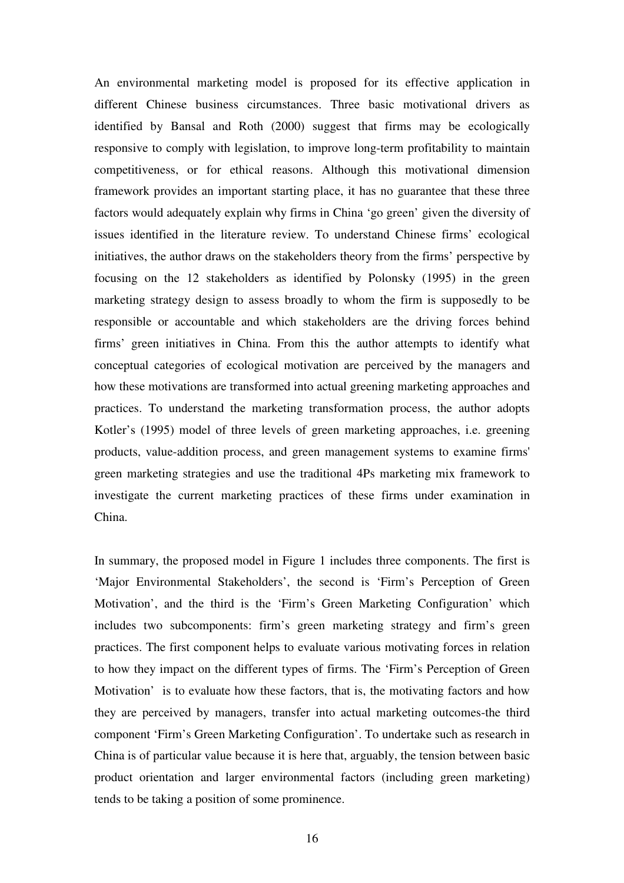An environmental marketing model is proposed for its effective application in different Chinese business circumstances. Three basic motivational drivers as identified by Bansal and Roth (2000) suggest that firms may be ecologically responsive to comply with legislation, to improve long-term profitability to maintain competitiveness, or for ethical reasons. Although this motivational dimension framework provides an important starting place, it has no guarantee that these three factors would adequately explain why firms in China 'go green' given the diversity of issues identified in the literature review. To understand Chinese firms' ecological initiatives, the author draws on the stakeholders theory from the firms' perspective by focusing on the 12 stakeholders as identified by Polonsky (1995) in the green marketing strategy design to assess broadly to whom the firm is supposedly to be responsible or accountable and which stakeholders are the driving forces behind firms' green initiatives in China. From this the author attempts to identify what conceptual categories of ecological motivation are perceived by the managers and how these motivations are transformed into actual greening marketing approaches and practices. To understand the marketing transformation process, the author adopts Kotler's (1995) model of three levels of green marketing approaches, i.e. greening products, value-addition process, and green management systems to examine firms' green marketing strategies and use the traditional 4Ps marketing mix framework to investigate the current marketing practices of these firms under examination in China.

In summary, the proposed model in Figure 1 includes three components. The first is 'Major Environmental Stakeholders', the second is 'Firm's Perception of Green Motivation', and the third is the 'Firm's Green Marketing Configuration' which includes two subcomponents: firm's green marketing strategy and firm's green practices. The first component helps to evaluate various motivating forces in relation to how they impact on the different types of firms. The 'Firm's Perception of Green Motivation' is to evaluate how these factors, that is, the motivating factors and how they are perceived by managers, transfer into actual marketing outcomes-the third component 'Firm's Green Marketing Configuration'. To undertake such as research in China is of particular value because it is here that, arguably, the tension between basic product orientation and larger environmental factors (including green marketing) tends to be taking a position of some prominence.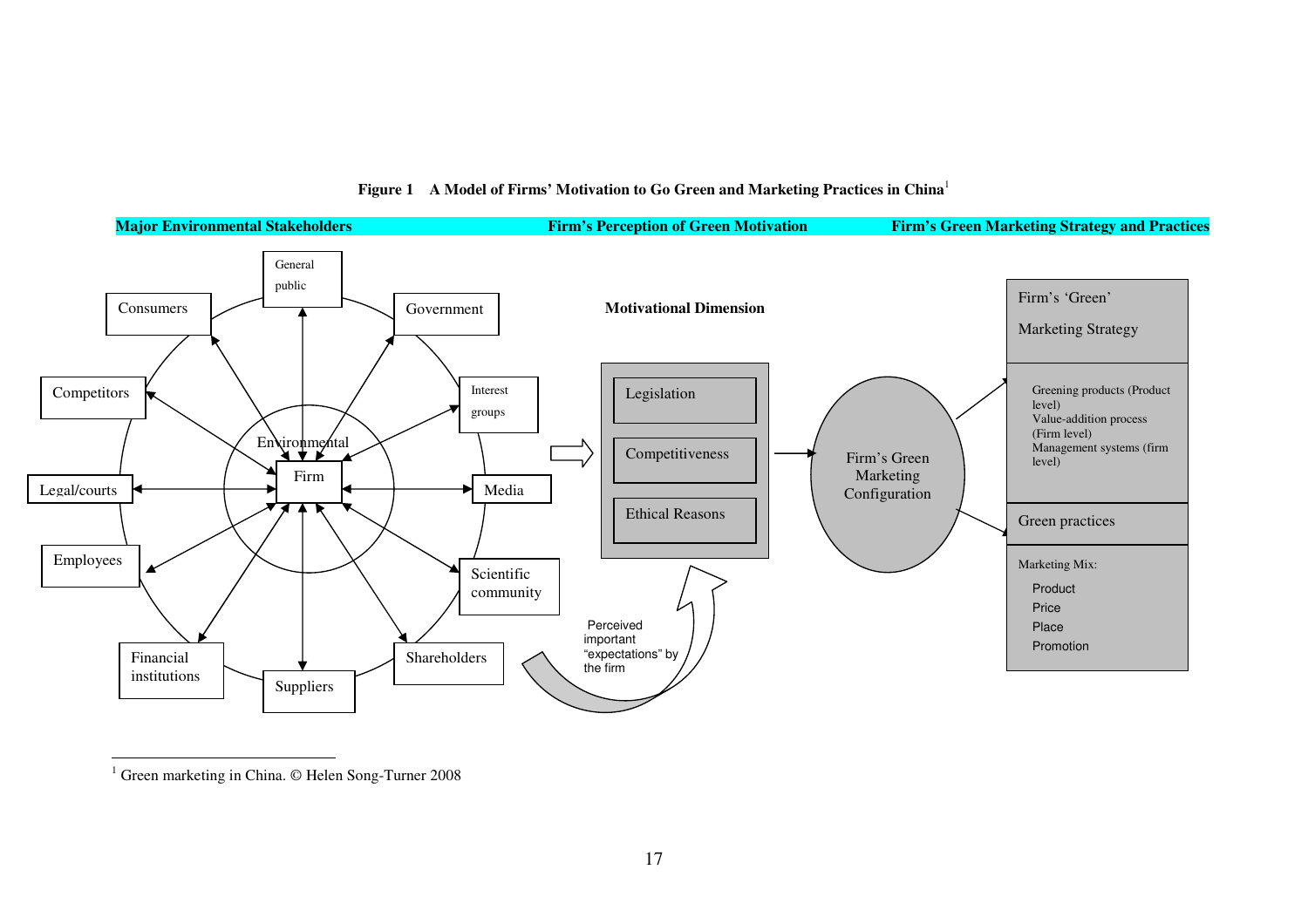**Figure 1 A Model of Firms' Motivation to Go Green and Marketing Practices in China**[1]

**Major Environmental Stakeholders** | **Firm's Perception of Green Motivation** | **Firm's Green Marketing Strategy and Practices**

Environmental

Firm

Consumers, General public, Government, Interest groups, Media, Scientific community, Shareholders, Suppliers, Financial institutions, Employees, Legal/courts, Competitors

**Motivational Dimension**

- Legislation
- Competitiveness
- Ethical Reasons

Perceived important "expectations" by the firm

Firm's Green Marketing Configuration

Firm's 'Green' Marketing Strategy

- Greening products (Product level)
- Value-addition process (Firm level)
- Management systems (firm level)

Green practices

Marketing Mix:

- Product
- Price
- Place
- Promotion

---

[1] Green marketing in China. © Helen Song-Turner 2008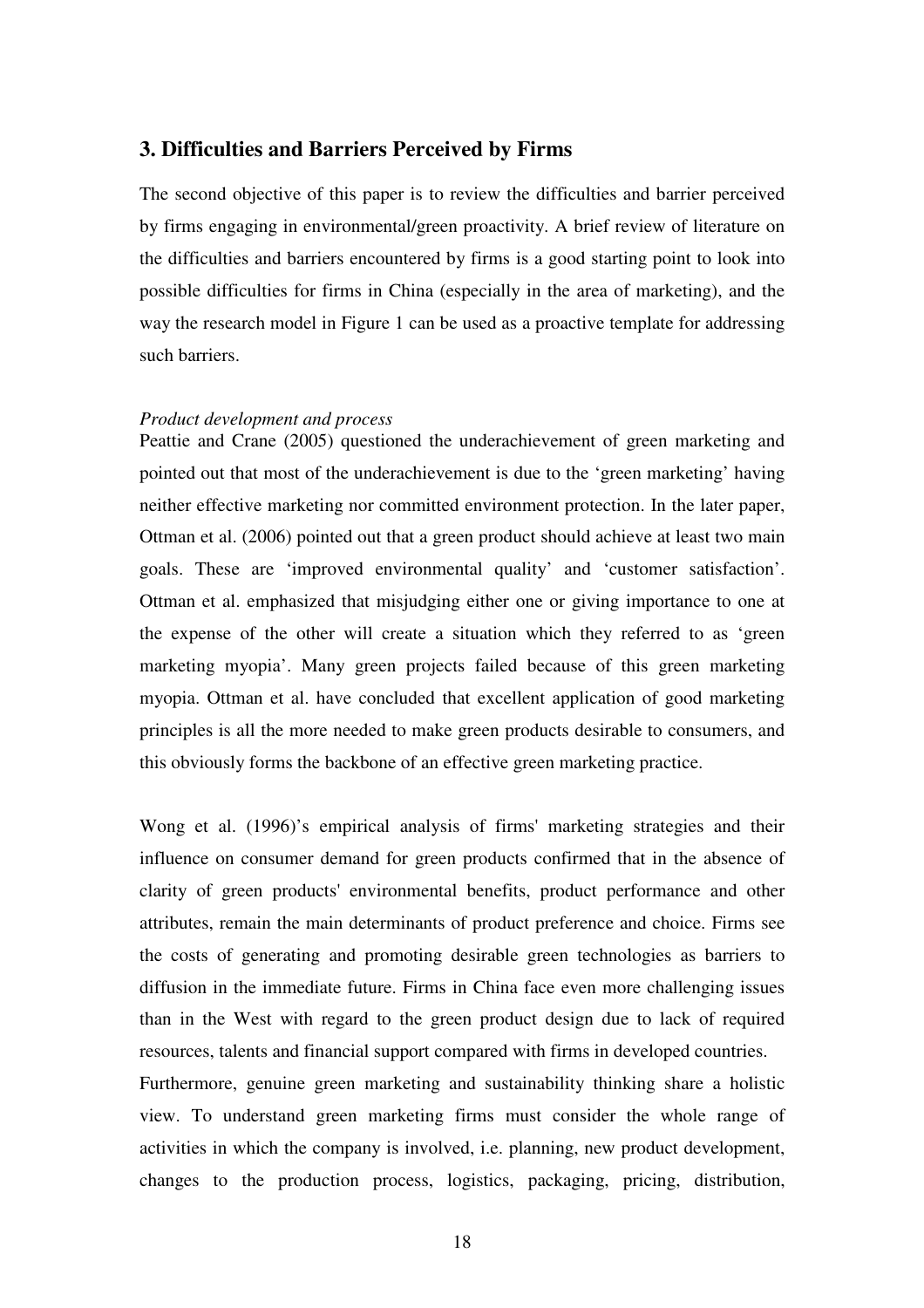## 3. Difficulties and Barriers Perceived by Firms

The second objective of this paper is to review the difficulties and barrier perceived by firms engaging in environmental/green proactivity. A brief review of literature on the difficulties and barriers encountered by firms is a good starting point to look into possible difficulties for firms in China (especially in the area of marketing), and the way the research model in Figure 1 can be used as a proactive template for addressing such barriers.

*Product development and process*

Peattie and Crane (2005) questioned the underachievement of green marketing and pointed out that most of the underachievement is due to the 'green marketing' having neither effective marketing nor committed environment protection. In the later paper, Ottman et al. (2006) pointed out that a green product should achieve at least two main goals. These are 'improved environmental quality' and 'customer satisfaction'. Ottman et al. emphasized that misjudging either one or giving importance to one at the expense of the other will create a situation which they referred to as 'green marketing myopia'. Many green projects failed because of this green marketing myopia. Ottman et al. have concluded that excellent application of good marketing principles is all the more needed to make green products desirable to consumers, and this obviously forms the backbone of an effective green marketing practice.

Wong et al. (1996)'s empirical analysis of firms' marketing strategies and their influence on consumer demand for green products confirmed that in the absence of clarity of green products' environmental benefits, product performance and other attributes, remain the main determinants of product preference and choice. Firms see the costs of generating and promoting desirable green technologies as barriers to diffusion in the immediate future. Firms in China face even more challenging issues than in the West with regard to the green product design due to lack of required resources, talents and financial support compared with firms in developed countries.

Furthermore, genuine green marketing and sustainability thinking share a holistic view. To understand green marketing firms must consider the whole range of activities in which the company is involved, i.e. planning, new product development, changes to the production process, logistics, packaging, pricing, distribution,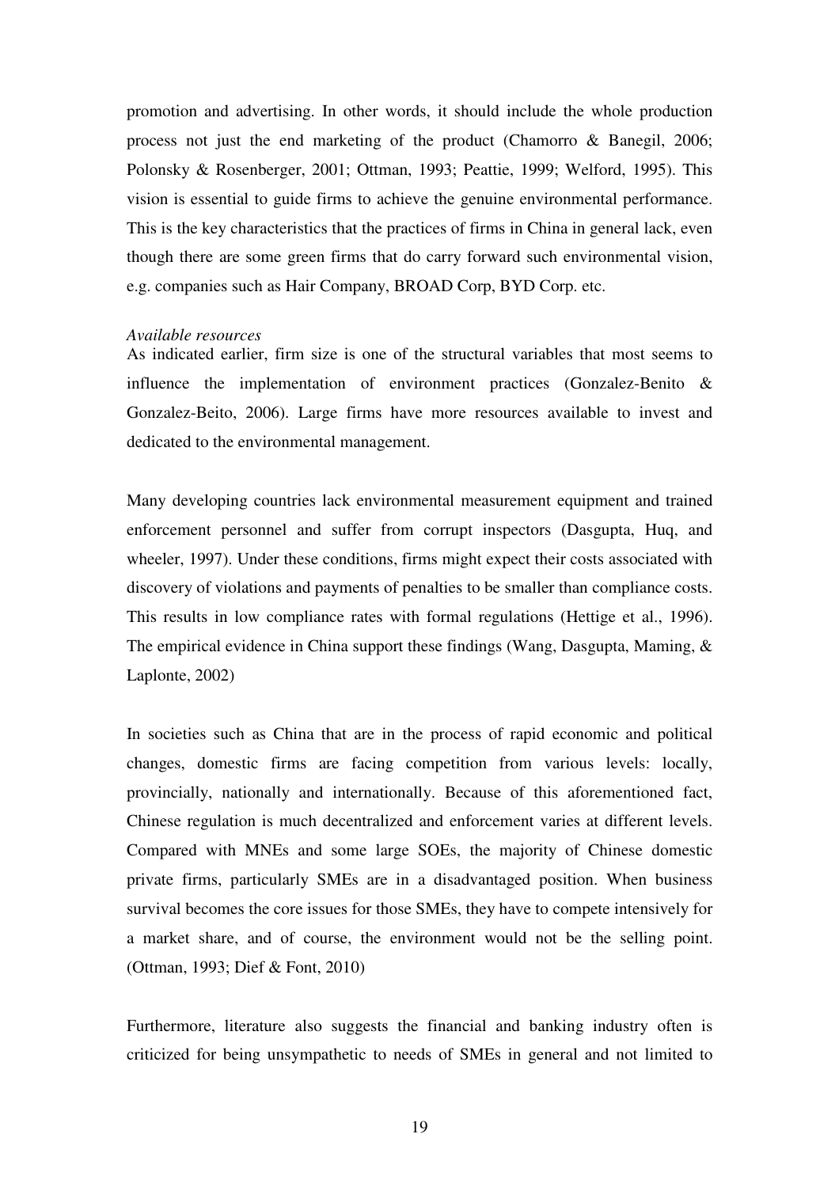promotion and advertising. In other words, it should include the whole production process not just the end marketing of the product (Chamorro & Banegil, 2006; Polonsky & Rosenberger, 2001; Ottman, 1993; Peattie, 1999; Welford, 1995). This vision is essential to guide firms to achieve the genuine environmental performance. This is the key characteristics that the practices of firms in China in general lack, even though there are some green firms that do carry forward such environmental vision, e.g. companies such as Hair Company, BROAD Corp, BYD Corp. etc.

*Available resources*

As indicated earlier, firm size is one of the structural variables that most seems to influence the implementation of environment practices (Gonzalez-Benito & Gonzalez-Beito, 2006). Large firms have more resources available to invest and dedicated to the environmental management.

Many developing countries lack environmental measurement equipment and trained enforcement personnel and suffer from corrupt inspectors (Dasgupta, Huq, and wheeler, 1997). Under these conditions, firms might expect their costs associated with discovery of violations and payments of penalties to be smaller than compliance costs. This results in low compliance rates with formal regulations (Hettige et al., 1996). The empirical evidence in China support these findings (Wang, Dasgupta, Maming, & Laplonte, 2002)

In societies such as China that are in the process of rapid economic and political changes, domestic firms are facing competition from various levels: locally, provincially, nationally and internationally. Because of this aforementioned fact, Chinese regulation is much decentralized and enforcement varies at different levels. Compared with MNEs and some large SOEs, the majority of Chinese domestic private firms, particularly SMEs are in a disadvantaged position. When business survival becomes the core issues for those SMEs, they have to compete intensively for a market share, and of course, the environment would not be the selling point. (Ottman, 1993; Dief & Font, 2010)

Furthermore, literature also suggests the financial and banking industry often is criticized for being unsympathetic to needs of SMEs in general and not limited to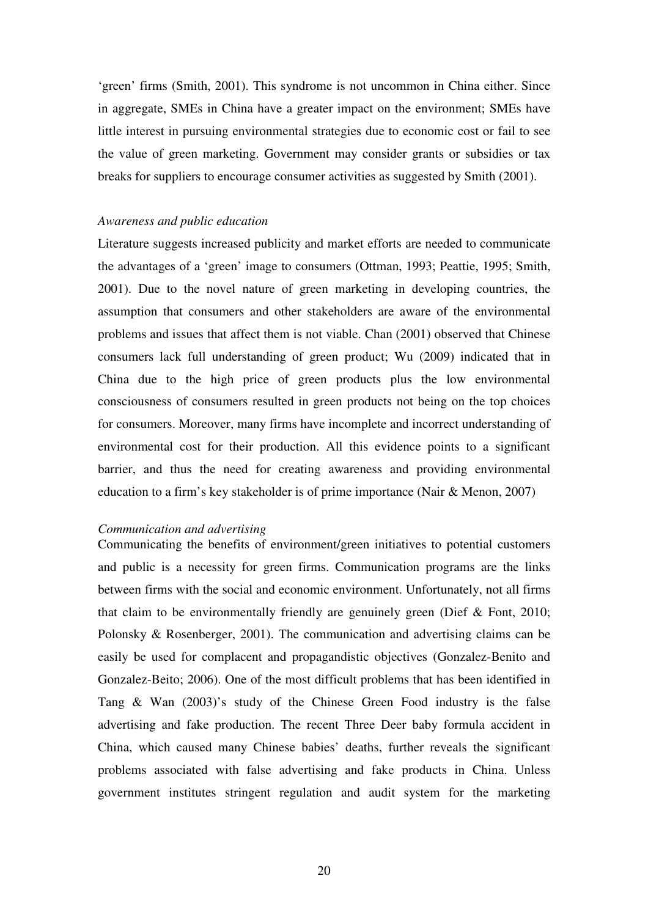'green' firms (Smith, 2001). This syndrome is not uncommon in China either. Since in aggregate, SMEs in China have a greater impact on the environment; SMEs have little interest in pursuing environmental strategies due to economic cost or fail to see the value of green marketing. Government may consider grants or subsidies or tax breaks for suppliers to encourage consumer activities as suggested by Smith (2001).

*Awareness and public education*

Literature suggests increased publicity and market efforts are needed to communicate the advantages of a 'green' image to consumers (Ottman, 1993; Peattie, 1995; Smith, 2001). Due to the novel nature of green marketing in developing countries, the assumption that consumers and other stakeholders are aware of the environmental problems and issues that affect them is not viable. Chan (2001) observed that Chinese consumers lack full understanding of green product; Wu (2009) indicated that in China due to the high price of green products plus the low environmental consciousness of consumers resulted in green products not being on the top choices for consumers. Moreover, many firms have incomplete and incorrect understanding of environmental cost for their production. All this evidence points to a significant barrier, and thus the need for creating awareness and providing environmental education to a firm's key stakeholder is of prime importance (Nair & Menon, 2007)

*Communication and advertising*

Communicating the benefits of environment/green initiatives to potential customers and public is a necessity for green firms. Communication programs are the links between firms with the social and economic environment. Unfortunately, not all firms that claim to be environmentally friendly are genuinely green (Dief & Font, 2010; Polonsky & Rosenberger, 2001). The communication and advertising claims can be easily be used for complacent and propagandistic objectives (Gonzalez-Benito and Gonzalez-Beito; 2006). One of the most difficult problems that has been identified in Tang & Wan (2003)'s study of the Chinese Green Food industry is the false advertising and fake production. The recent Three Deer baby formula accident in China, which caused many Chinese babies' deaths, further reveals the significant problems associated with false advertising and fake products in China. Unless government institutes stringent regulation and audit system for the marketing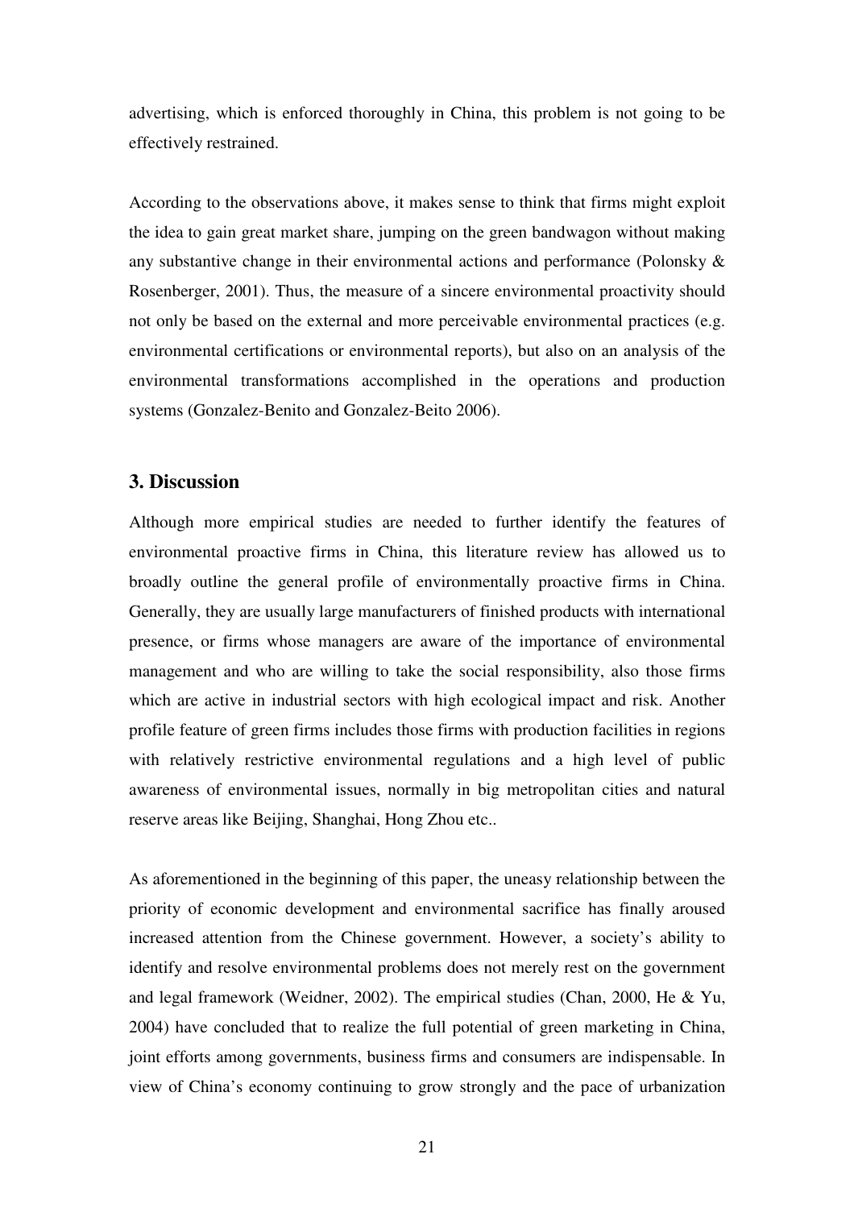advertising, which is enforced thoroughly in China, this problem is not going to be effectively restrained.

According to the observations above, it makes sense to think that firms might exploit the idea to gain great market share, jumping on the green bandwagon without making any substantive change in their environmental actions and performance (Polonsky & Rosenberger, 2001). Thus, the measure of a sincere environmental proactivity should not only be based on the external and more perceivable environmental practices (e.g. environmental certifications or environmental reports), but also on an analysis of the environmental transformations accomplished in the operations and production systems (Gonzalez-Benito and Gonzalez-Beito 2006).

## 3. Discussion

Although more empirical studies are needed to further identify the features of environmental proactive firms in China, this literature review has allowed us to broadly outline the general profile of environmentally proactive firms in China. Generally, they are usually large manufacturers of finished products with international presence, or firms whose managers are aware of the importance of environmental management and who are willing to take the social responsibility, also those firms which are active in industrial sectors with high ecological impact and risk. Another profile feature of green firms includes those firms with production facilities in regions with relatively restrictive environmental regulations and a high level of public awareness of environmental issues, normally in big metropolitan cities and natural reserve areas like Beijing, Shanghai, Hong Zhou etc..

As aforementioned in the beginning of this paper, the uneasy relationship between the priority of economic development and environmental sacrifice has finally aroused increased attention from the Chinese government. However, a society's ability to identify and resolve environmental problems does not merely rest on the government and legal framework (Weidner, 2002). The empirical studies (Chan, 2000, He & Yu, 2004) have concluded that to realize the full potential of green marketing in China, joint efforts among governments, business firms and consumers are indispensable. In view of China's economy continuing to grow strongly and the pace of urbanization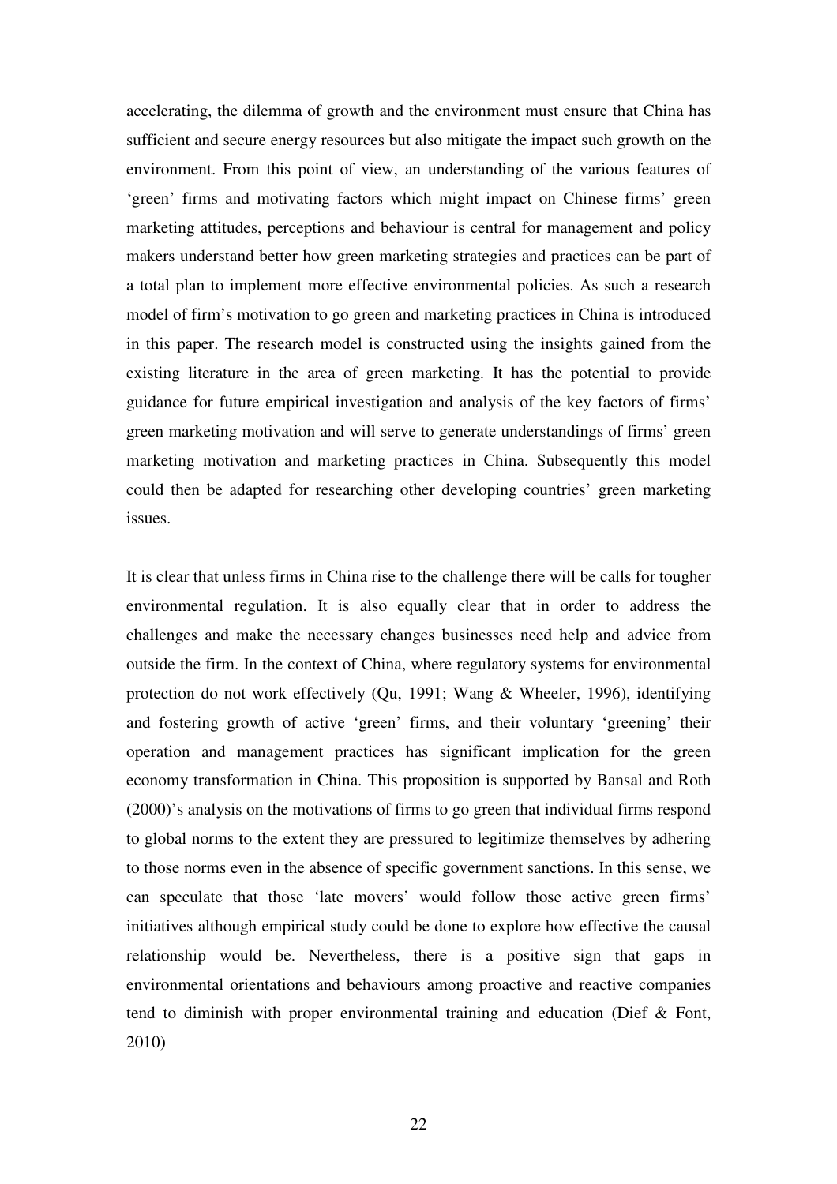accelerating, the dilemma of growth and the environment must ensure that China has sufficient and secure energy resources but also mitigate the impact such growth on the environment. From this point of view, an understanding of the various features of 'green' firms and motivating factors which might impact on Chinese firms' green marketing attitudes, perceptions and behaviour is central for management and policy makers understand better how green marketing strategies and practices can be part of a total plan to implement more effective environmental policies. As such a research model of firm's motivation to go green and marketing practices in China is introduced in this paper. The research model is constructed using the insights gained from the existing literature in the area of green marketing. It has the potential to provide guidance for future empirical investigation and analysis of the key factors of firms' green marketing motivation and will serve to generate understandings of firms' green marketing motivation and marketing practices in China. Subsequently this model could then be adapted for researching other developing countries' green marketing issues.

It is clear that unless firms in China rise to the challenge there will be calls for tougher environmental regulation. It is also equally clear that in order to address the challenges and make the necessary changes businesses need help and advice from outside the firm. In the context of China, where regulatory systems for environmental protection do not work effectively (Qu, 1991; Wang & Wheeler, 1996), identifying and fostering growth of active 'green' firms, and their voluntary 'greening' their operation and management practices has significant implication for the green economy transformation in China. This proposition is supported by Bansal and Roth (2000)'s analysis on the motivations of firms to go green that individual firms respond to global norms to the extent they are pressured to legitimize themselves by adhering to those norms even in the absence of specific government sanctions. In this sense, we can speculate that those 'late movers' would follow those active green firms' initiatives although empirical study could be done to explore how effective the causal relationship would be. Nevertheless, there is a positive sign that gaps in environmental orientations and behaviours among proactive and reactive companies tend to diminish with proper environmental training and education (Dief & Font, 2010)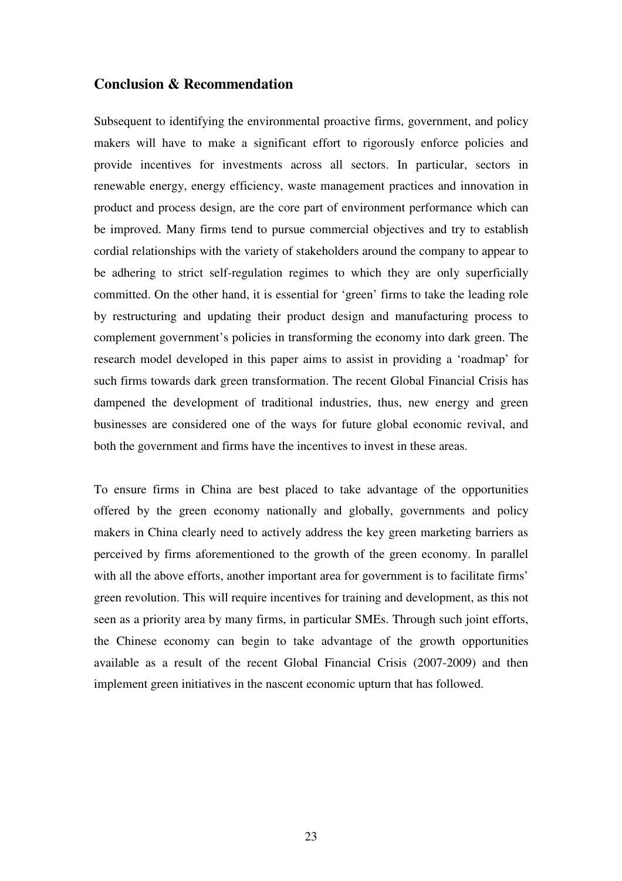## Conclusion & Recommendation

Subsequent to identifying the environmental proactive firms, government, and policy makers will have to make a significant effort to rigorously enforce policies and provide incentives for investments across all sectors. In particular, sectors in renewable energy, energy efficiency, waste management practices and innovation in product and process design, are the core part of environment performance which can be improved. Many firms tend to pursue commercial objectives and try to establish cordial relationships with the variety of stakeholders around the company to appear to be adhering to strict self-regulation regimes to which they are only superficially committed. On the other hand, it is essential for 'green' firms to take the leading role by restructuring and updating their product design and manufacturing process to complement government's policies in transforming the economy into dark green. The research model developed in this paper aims to assist in providing a 'roadmap' for such firms towards dark green transformation. The recent Global Financial Crisis has dampened the development of traditional industries, thus, new energy and green businesses are considered one of the ways for future global economic revival, and both the government and firms have the incentives to invest in these areas.

To ensure firms in China are best placed to take advantage of the opportunities offered by the green economy nationally and globally, governments and policy makers in China clearly need to actively address the key green marketing barriers as perceived by firms aforementioned to the growth of the green economy. In parallel with all the above efforts, another important area for government is to facilitate firms' green revolution. This will require incentives for training and development, as this not seen as a priority area by many firms, in particular SMEs. Through such joint efforts, the Chinese economy can begin to take advantage of the growth opportunities available as a result of the recent Global Financial Crisis (2007-2009) and then implement green initiatives in the nascent economic upturn that has followed.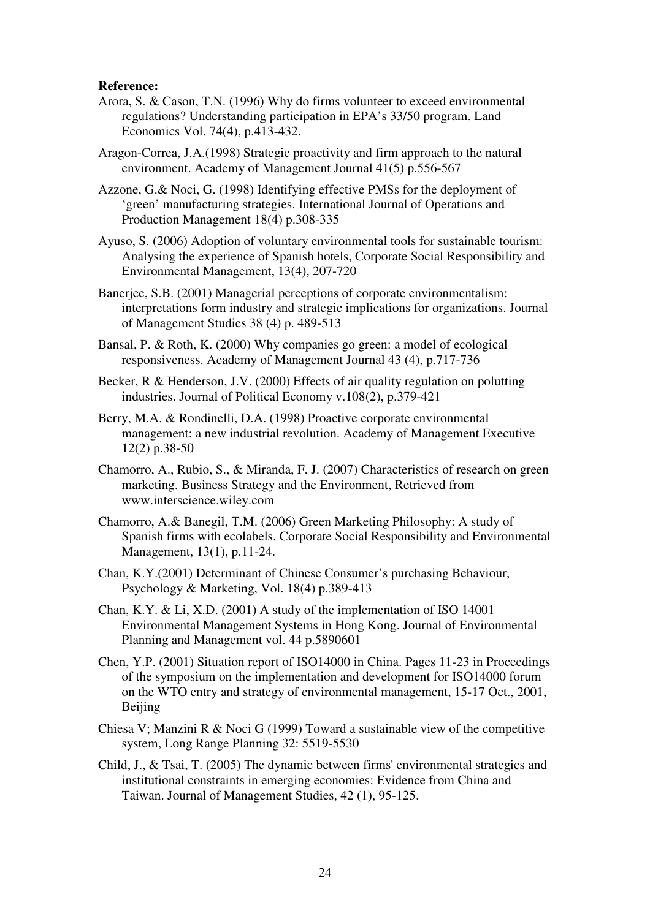**Reference:**

Arora, S. & Cason, T.N. (1996) Why do firms volunteer to exceed environmental regulations? Understanding participation in EPA's 33/50 program. Land Economics Vol. 74(4), p.413-432.

Aragon-Correa, J.A.(1998) Strategic proactivity and firm approach to the natural environment. Academy of Management Journal 41(5) p.556-567

Azzone, G.& Noci, G. (1998) Identifying effective PMSs for the deployment of 'green' manufacturing strategies. International Journal of Operations and Production Management 18(4) p.308-335

Ayuso, S. (2006) Adoption of voluntary environmental tools for sustainable tourism: Analysing the experience of Spanish hotels, Corporate Social Responsibility and Environmental Management, 13(4), 207-720

Banerjee, S.B. (2001) Managerial perceptions of corporate environmentalism: interpretations form industry and strategic implications for organizations. Journal of Management Studies 38 (4) p. 489-513

Bansal, P. & Roth, K. (2000) Why companies go green: a model of ecological responsiveness. Academy of Management Journal 43 (4), p.717-736

Becker, R & Henderson, J.V. (2000) Effects of air quality regulation on polutting industries. Journal of Political Economy v.108(2), p.379-421

Berry, M.A. & Rondinelli, D.A. (1998) Proactive corporate environmental management: a new industrial revolution. Academy of Management Executive 12(2) p.38-50

Chamorro, A., Rubio, S., & Miranda, F. J. (2007) Characteristics of research on green marketing. Business Strategy and the Environment, Retrieved from www.interscience.wiley.com

Chamorro, A.& Banegil, T.M. (2006) Green Marketing Philosophy: A study of Spanish firms with ecolabels. Corporate Social Responsibility and Environmental Management, 13(1), p.11-24.

Chan, K.Y.(2001) Determinant of Chinese Consumer's purchasing Behaviour, Psychology & Marketing, Vol. 18(4) p.389-413

Chan, K.Y. & Li, X.D. (2001) A study of the implementation of ISO 14001 Environmental Management Systems in Hong Kong. Journal of Environmental Planning and Management vol. 44 p.5890601

Chen, Y.P. (2001) Situation report of ISO14000 in China. Pages 11-23 in Proceedings of the symposium on the implementation and development for ISO14000 forum on the WTO entry and strategy of environmental management, 15-17 Oct., 2001, Beijing

Chiesa V; Manzini R & Noci G (1999) Toward a sustainable view of the competitive system, Long Range Planning 32: 5519-5530

Child, J., & Tsai, T. (2005) The dynamic between firms' environmental strategies and institutional constraints in emerging economies: Evidence from China and Taiwan. Journal of Management Studies, 42 (1), 95-125.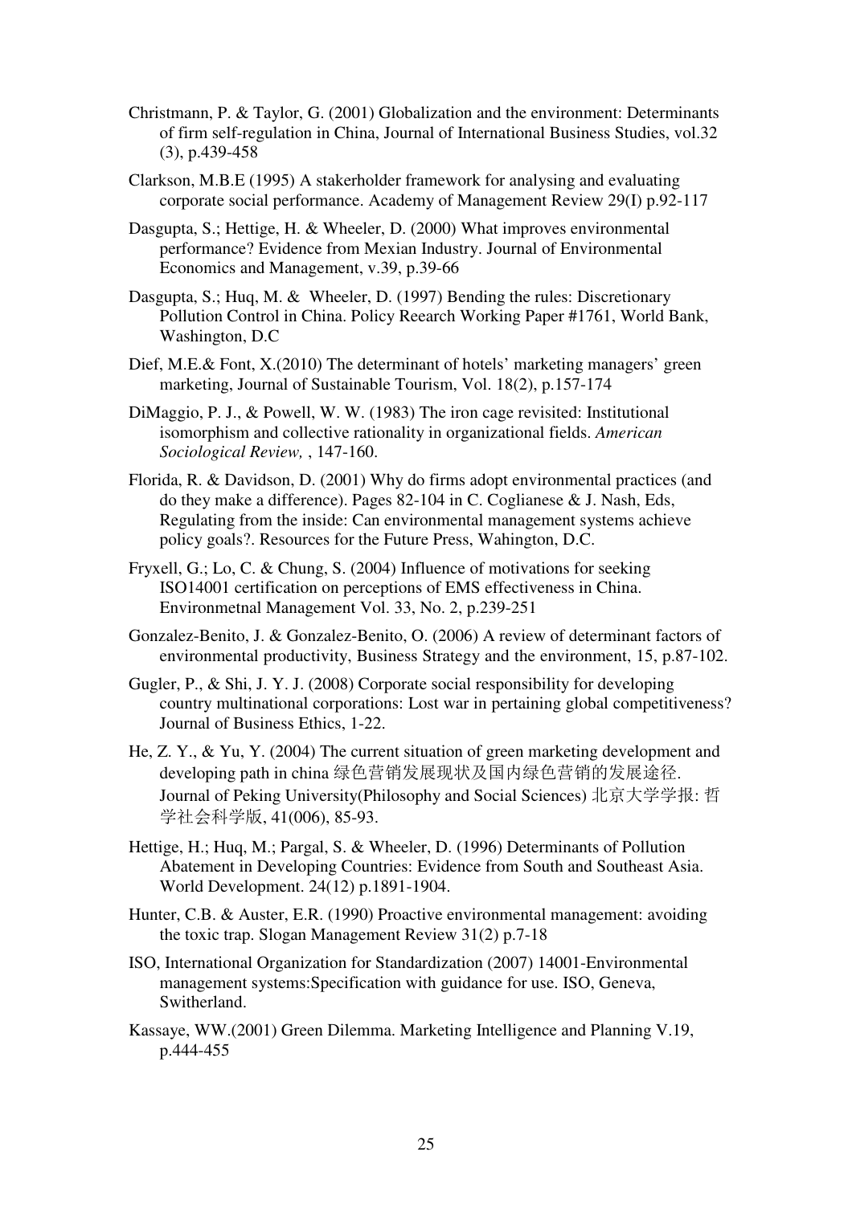Christmann, P. & Taylor, G. (2001) Globalization and the environment: Determinants of firm self-regulation in China, Journal of International Business Studies, vol.32 (3), p.439-458

Clarkson, M.B.E (1995) A stakerholder framework for analysing and evaluating corporate social performance. Academy of Management Review 29(I) p.92-117

Dasgupta, S.; Hettige, H. & Wheeler, D. (2000) What improves environmental performance? Evidence from Mexian Industry. Journal of Environmental Economics and Management, v.39, p.39-66

Dasgupta, S.; Huq, M. & Wheeler, D. (1997) Bending the rules: Discretionary Pollution Control in China. Policy Reearch Working Paper #1761, World Bank, Washington, D.C

Dief, M.E.& Font, X.(2010) The determinant of hotels' marketing managers' green marketing, Journal of Sustainable Tourism, Vol. 18(2), p.157-174

DiMaggio, P. J., & Powell, W. W. (1983) The iron cage revisited: Institutional isomorphism and collective rationality in organizational fields. *American Sociological Review,* , 147-160.

Florida, R. & Davidson, D. (2001) Why do firms adopt environmental practices (and do they make a difference). Pages 82-104 in C. Coglianese & J. Nash, Eds, Regulating from the inside: Can environmental management systems achieve policy goals?. Resources for the Future Press, Wahington, D.C.

Fryxell, G.; Lo, C. & Chung, S. (2004) Influence of motivations for seeking ISO14001 certification on perceptions of EMS effectiveness in China. Environmetnal Management Vol. 33, No. 2, p.239-251

Gonzalez-Benito, J. & Gonzalez-Benito, O. (2006) A review of determinant factors of environmental productivity, Business Strategy and the environment, 15, p.87-102.

Gugler, P., & Shi, J. Y. J. (2008) Corporate social responsibility for developing country multinational corporations: Lost war in pertaining global competitiveness? Journal of Business Ethics, 1-22.

He, Z. Y., & Yu, Y. (2004) The current situation of green marketing development and developing path in china 绿色营销发展现状及国内绿色营销的发展途径. Journal of Peking University(Philosophy and Social Sciences) 北京大学学报: 哲学社会科学版, 41(006), 85-93.

Hettige, H.; Huq, M.; Pargal, S. & Wheeler, D. (1996) Determinants of Pollution Abatement in Developing Countries: Evidence from South and Southeast Asia. World Development. 24(12) p.1891-1904.

Hunter, C.B. & Auster, E.R. (1990) Proactive environmental management: avoiding the toxic trap. Slogan Management Review 31(2) p.7-18

ISO, International Organization for Standardization (2007) 14001-Environmental management systems:Specification with guidance for use. ISO, Geneva, Switherland.

Kassaye, WW.(2001) Green Dilemma. Marketing Intelligence and Planning V.19, p.444-455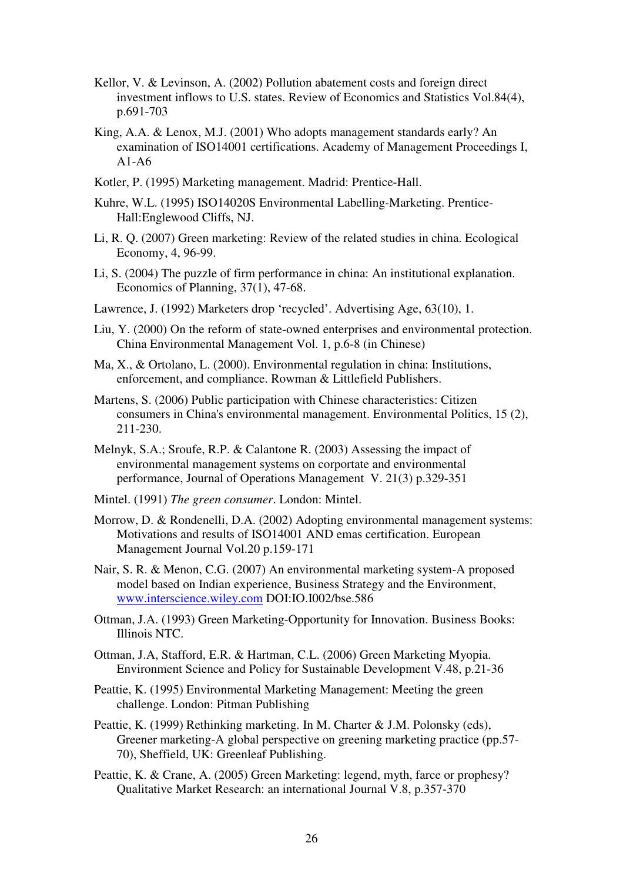Kellor, V. & Levinson, A. (2002) Pollution abatement costs and foreign direct investment inflows to U.S. states. Review of Economics and Statistics Vol.84(4), p.691-703

King, A.A. & Lenox, M.J. (2001) Who adopts management standards early? An examination of ISO14001 certifications. Academy of Management Proceedings I, A1-A6

Kotler, P. (1995) Marketing management. Madrid: Prentice-Hall.

Kuhre, W.L. (1995) ISO14020S Environmental Labelling-Marketing. Prentice-Hall:Englewood Cliffs, NJ.

Li, R. Q. (2007) Green marketing: Review of the related studies in china. Ecological Economy, 4, 96-99.

Li, S. (2004) The puzzle of firm performance in china: An institutional explanation. Economics of Planning, 37(1), 47-68.

Lawrence, J. (1992) Marketers drop 'recycled'. Advertising Age, 63(10), 1.

Liu, Y. (2000) On the reform of state-owned enterprises and environmental protection. China Environmental Management Vol. 1, p.6-8 (in Chinese)

Ma, X., & Ortolano, L. (2000). Environmental regulation in china: Institutions, enforcement, and compliance. Rowman & Littlefield Publishers.

Martens, S. (2006) Public participation with Chinese characteristics: Citizen consumers in China's environmental management. Environmental Politics, 15 (2), 211-230.

Melnyk, S.A.; Sroufe, R.P. & Calantone R. (2003) Assessing the impact of environmental management systems on corportate and environmental performance, Journal of Operations Management V. 21(3) p.329-351

Mintel. (1991) *The green consumer*. London: Mintel.

Morrow, D. & Rondenelli, D.A. (2002) Adopting environmental management systems: Motivations and results of ISO14001 AND emas certification. European Management Journal Vol.20 p.159-171

Nair, S. R. & Menon, C.G. (2007) An environmental marketing system-A proposed model based on Indian experience, Business Strategy and the Environment, www.interscience.wiley.com DOI:IO.I002/bse.586

Ottman, J.A. (1993) Green Marketing-Opportunity for Innovation. Business Books: Illinois NTC.

Ottman, J.A, Stafford, E.R. & Hartman, C.L. (2006) Green Marketing Myopia. Environment Science and Policy for Sustainable Development V.48, p.21-36

Peattie, K. (1995) Environmental Marketing Management: Meeting the green challenge. London: Pitman Publishing

Peattie, K. (1999) Rethinking marketing. In M. Charter & J.M. Polonsky (eds), Greener marketing-A global perspective on greening marketing practice (pp.57-70), Sheffield, UK: Greenleaf Publishing.

Peattie, K. & Crane, A. (2005) Green Marketing: legend, myth, farce or prophesy? Qualitative Market Research: an international Journal V.8, p.357-370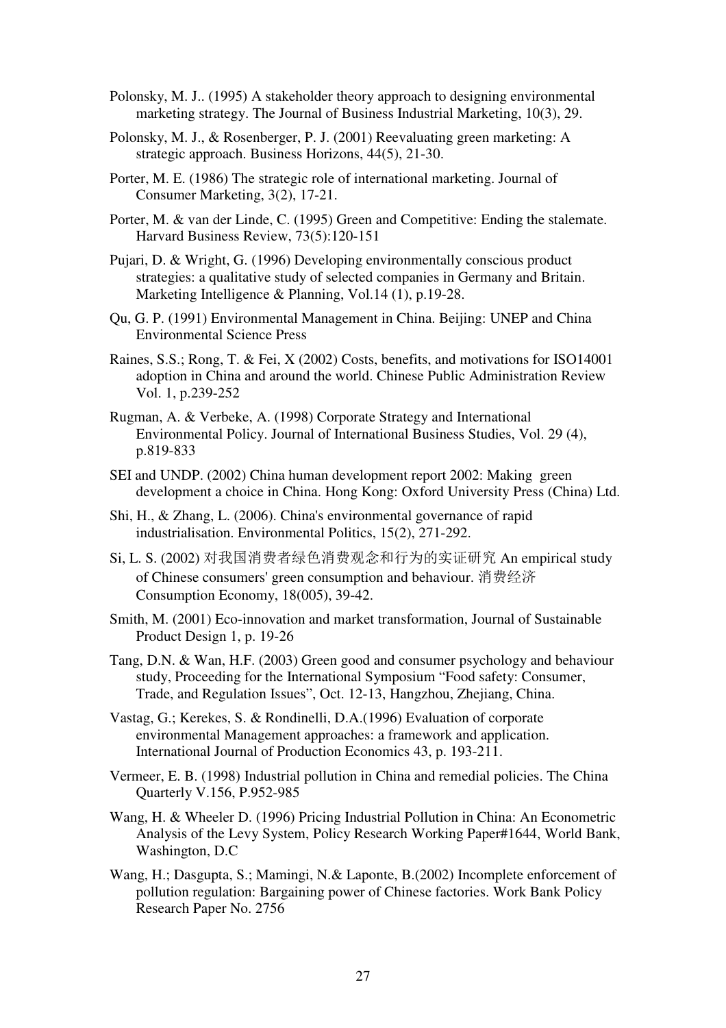Polonsky, M. J.. (1995) A stakeholder theory approach to designing environmental marketing strategy. The Journal of Business Industrial Marketing, 10(3), 29.

Polonsky, M. J., & Rosenberger, P. J. (2001) Reevaluating green marketing: A strategic approach. Business Horizons, 44(5), 21-30.

Porter, M. E. (1986) The strategic role of international marketing. Journal of Consumer Marketing, 3(2), 17-21.

Porter, M. & van der Linde, C. (1995) Green and Competitive: Ending the stalemate. Harvard Business Review, 73(5):120-151

Pujari, D. & Wright, G. (1996) Developing environmentally conscious product strategies: a qualitative study of selected companies in Germany and Britain. Marketing Intelligence & Planning, Vol.14 (1), p.19-28.

Qu, G. P. (1991) Environmental Management in China. Beijing: UNEP and China Environmental Science Press

Raines, S.S.; Rong, T. & Fei, X (2002) Costs, benefits, and motivations for ISO14001 adoption in China and around the world. Chinese Public Administration Review Vol. 1, p.239-252

Rugman, A. & Verbeke, A. (1998) Corporate Strategy and International Environmental Policy. Journal of International Business Studies, Vol. 29 (4), p.819-833

SEI and UNDP. (2002) China human development report 2002: Making green development a choice in China. Hong Kong: Oxford University Press (China) Ltd.

Shi, H., & Zhang, L. (2006). China's environmental governance of rapid industrialisation. Environmental Politics, 15(2), 271-292.

Si, L. S. (2002) 对我国消费者绿色消费观念和行为的实证研究 An empirical study of Chinese consumers' green consumption and behaviour. 消费经济 Consumption Economy, 18(005), 39-42.

Smith, M. (2001) Eco-innovation and market transformation, Journal of Sustainable Product Design 1, p. 19-26

Tang, D.N. & Wan, H.F. (2003) Green good and consumer psychology and behaviour study, Proceeding for the International Symposium "Food safety: Consumer, Trade, and Regulation Issues", Oct. 12-13, Hangzhou, Zhejiang, China.

Vastag, G.; Kerekes, S. & Rondinelli, D.A.(1996) Evaluation of corporate environmental Management approaches: a framework and application. International Journal of Production Economics 43, p. 193-211.

Vermeer, E. B. (1998) Industrial pollution in China and remedial policies. The China Quarterly V.156, P.952-985

Wang, H. & Wheeler D. (1996) Pricing Industrial Pollution in China: An Econometric Analysis of the Levy System, Policy Research Working Paper#1644, World Bank, Washington, D.C

Wang, H.; Dasgupta, S.; Mamingi, N.& Laponte, B.(2002) Incomplete enforcement of pollution regulation: Bargaining power of Chinese factories. Work Bank Policy Research Paper No. 2756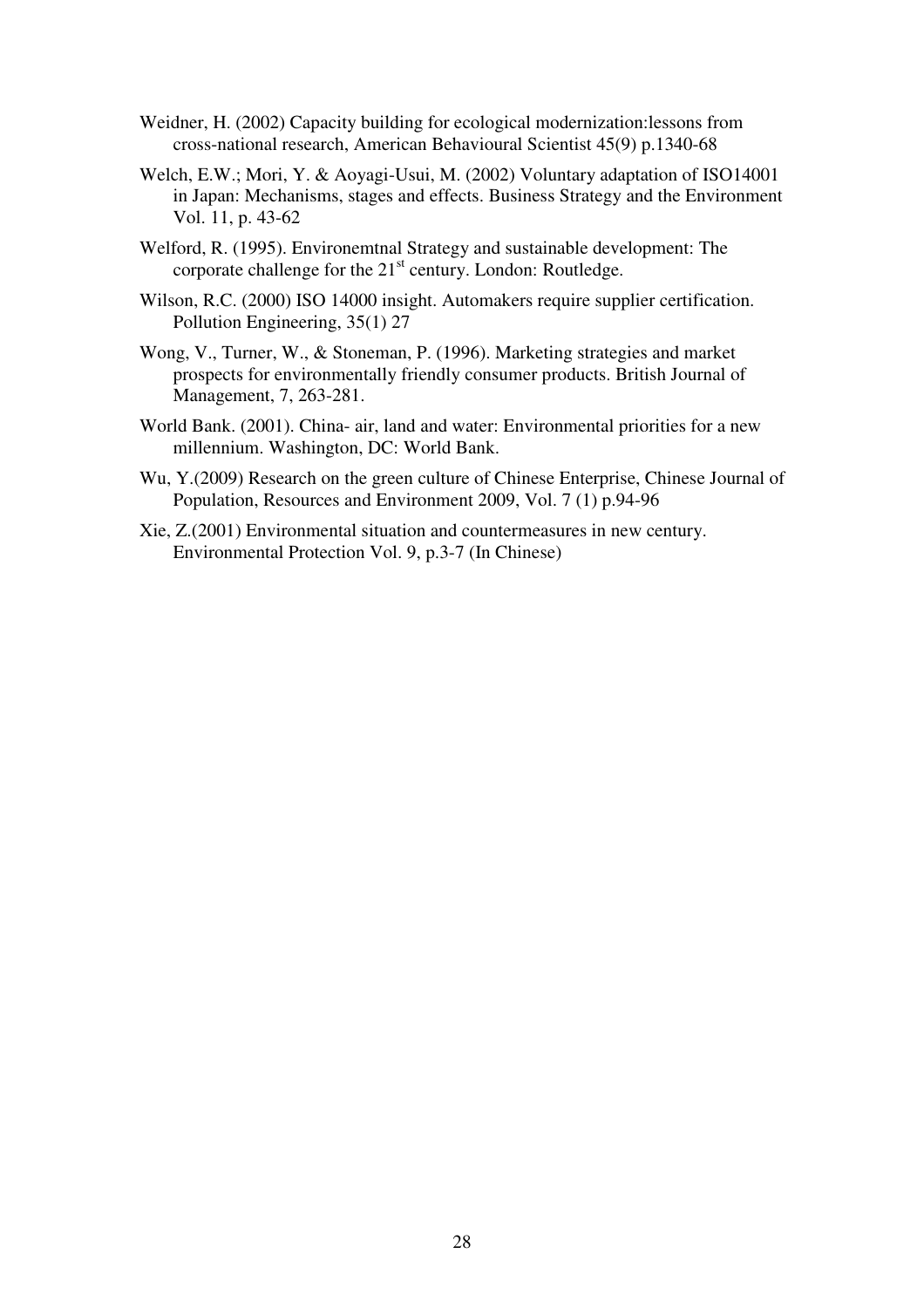Weidner, H. (2002) Capacity building for ecological modernization:lessons from cross-national research, American Behavioural Scientist 45(9) p.1340-68

Welch, E.W.; Mori, Y. & Aoyagi-Usui, M. (2002) Voluntary adaptation of ISO14001 in Japan: Mechanisms, stages and effects. Business Strategy and the Environment Vol. 11, p. 43-62

Welford, R. (1995). Environemtnal Strategy and sustainable development: The corporate challenge for the 21st century. London: Routledge.

Wilson, R.C. (2000) ISO 14000 insight. Automakers require supplier certification. Pollution Engineering, 35(1) 27

Wong, V., Turner, W., & Stoneman, P. (1996). Marketing strategies and market prospects for environmentally friendly consumer products. British Journal of Management, 7, 263-281.

World Bank. (2001). China- air, land and water: Environmental priorities for a new millennium. Washington, DC: World Bank.

Wu, Y.(2009) Research on the green culture of Chinese Enterprise, Chinese Journal of Population, Resources and Environment 2009, Vol. 7 (1) p.94-96

Xie, Z.(2001) Environmental situation and countermeasures in new century. Environmental Protection Vol. 9, p.3-7 (In Chinese)